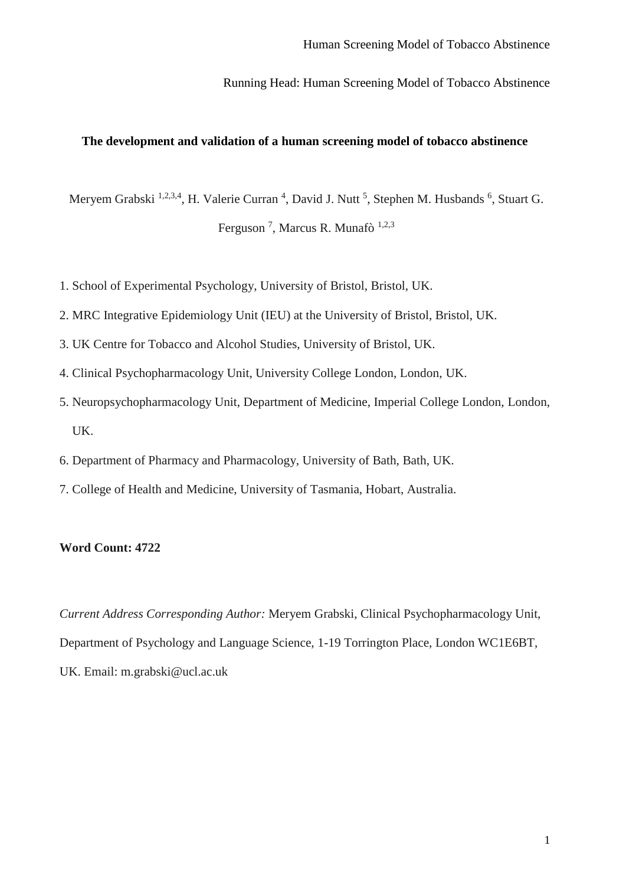Running Head: Human Screening Model of Tobacco Abstinence

**The development and validation of a human screening model of tobacco abstinence**

Meryem Grabski [1,2,3,4], H. Valerie Curran [4], David J. Nutt [5], Stephen M. Husbands [6], Stuart G. Ferguson [7], Marcus R. Munafò [1,2,3]

1. School of Experimental Psychology, University of Bristol, Bristol, UK.
2. MRC Integrative Epidemiology Unit (IEU) at the University of Bristol, Bristol, UK.
3. UK Centre for Tobacco and Alcohol Studies, University of Bristol, UK.
4. Clinical Psychopharmacology Unit, University College London, London, UK.
5. Neuropsychopharmacology Unit, Department of Medicine, Imperial College London, London, UK.
6. Department of Pharmacy and Pharmacology, University of Bath, Bath, UK.
7. College of Health and Medicine, University of Tasmania, Hobart, Australia.

**Word Count: 4722**

*Current Address Corresponding Author:* Meryem Grabski, Clinical Psychopharmacology Unit, Department of Psychology and Language Science, 1-19 Torrington Place, London WC1E6BT, UK. Email: m.grabski@ucl.ac.uk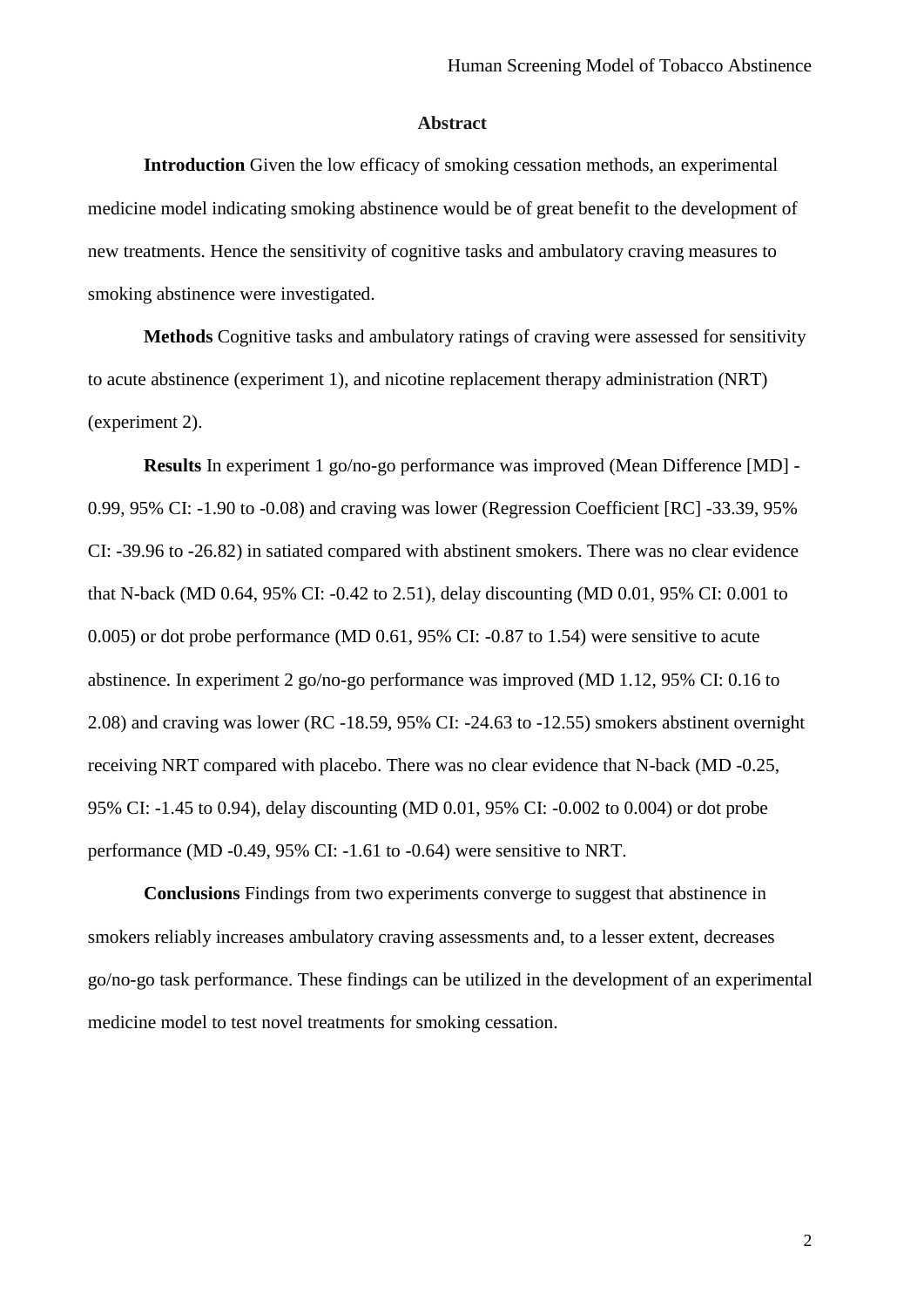## Abstract

**Introduction** Given the low efficacy of smoking cessation methods, an experimental medicine model indicating smoking abstinence would be of great benefit to the development of new treatments. Hence the sensitivity of cognitive tasks and ambulatory craving measures to smoking abstinence were investigated.

**Methods** Cognitive tasks and ambulatory ratings of craving were assessed for sensitivity to acute abstinence (experiment 1), and nicotine replacement therapy administration (NRT) (experiment 2).

**Results** In experiment 1 go/no-go performance was improved (Mean Difference [MD] -0.99, 95% CI: -1.90 to -0.08) and craving was lower (Regression Coefficient [RC] -33.39, 95% CI: -39.96 to -26.82) in satiated compared with abstinent smokers. There was no clear evidence that N-back (MD 0.64, 95% CI: -0.42 to 2.51), delay discounting (MD 0.01, 95% CI: 0.001 to 0.005) or dot probe performance (MD 0.61, 95% CI: -0.87 to 1.54) were sensitive to acute abstinence. In experiment 2 go/no-go performance was improved (MD 1.12, 95% CI: 0.16 to 2.08) and craving was lower (RC -18.59, 95% CI: -24.63 to -12.55) smokers abstinent overnight receiving NRT compared with placebo. There was no clear evidence that N-back (MD -0.25, 95% CI: -1.45 to 0.94), delay discounting (MD 0.01, 95% CI: -0.002 to 0.004) or dot probe performance (MD -0.49, 95% CI: -1.61 to -0.64) were sensitive to NRT.

**Conclusions** Findings from two experiments converge to suggest that abstinence in smokers reliably increases ambulatory craving assessments and, to a lesser extent, decreases go/no-go task performance. These findings can be utilized in the development of an experimental medicine model to test novel treatments for smoking cessation.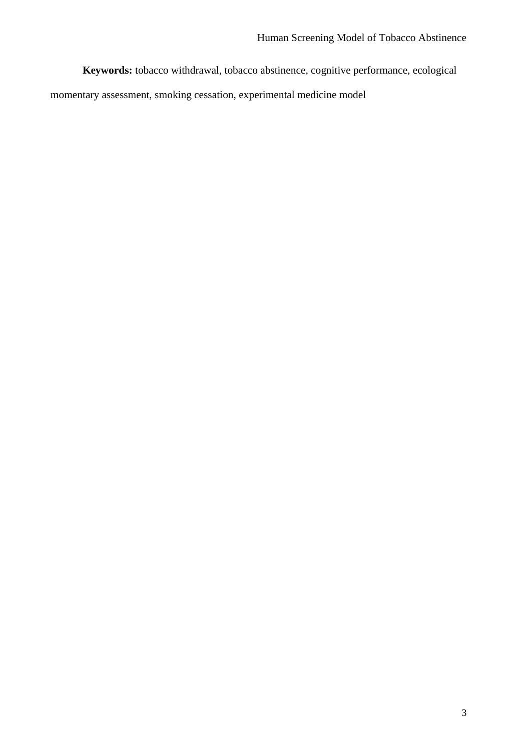**Keywords:** tobacco withdrawal, tobacco abstinence, cognitive performance, ecological momentary assessment, smoking cessation, experimental medicine model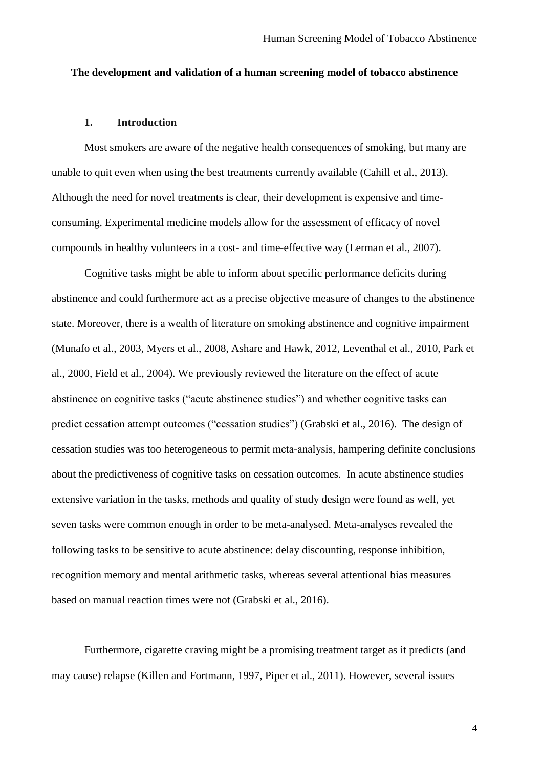**The development and validation of a human screening model of tobacco abstinence**

## 1. Introduction

Most smokers are aware of the negative health consequences of smoking, but many are unable to quit even when using the best treatments currently available (Cahill et al., 2013). Although the need for novel treatments is clear, their development is expensive and time-consuming. Experimental medicine models allow for the assessment of efficacy of novel compounds in healthy volunteers in a cost- and time-effective way (Lerman et al., 2007).

Cognitive tasks might be able to inform about specific performance deficits during abstinence and could furthermore act as a precise objective measure of changes to the abstinence state. Moreover, there is a wealth of literature on smoking abstinence and cognitive impairment (Munafo et al., 2003, Myers et al., 2008, Ashare and Hawk, 2012, Leventhal et al., 2010, Park et al., 2000, Field et al., 2004). We previously reviewed the literature on the effect of acute abstinence on cognitive tasks ("acute abstinence studies") and whether cognitive tasks can predict cessation attempt outcomes ("cessation studies") (Grabski et al., 2016). The design of cessation studies was too heterogeneous to permit meta-analysis, hampering definite conclusions about the predictiveness of cognitive tasks on cessation outcomes. In acute abstinence studies extensive variation in the tasks, methods and quality of study design were found as well, yet seven tasks were common enough in order to be meta-analysed. Meta-analyses revealed the following tasks to be sensitive to acute abstinence: delay discounting, response inhibition, recognition memory and mental arithmetic tasks, whereas several attentional bias measures based on manual reaction times were not (Grabski et al., 2016).

Furthermore, cigarette craving might be a promising treatment target as it predicts (and may cause) relapse (Killen and Fortmann, 1997, Piper et al., 2011). However, several issues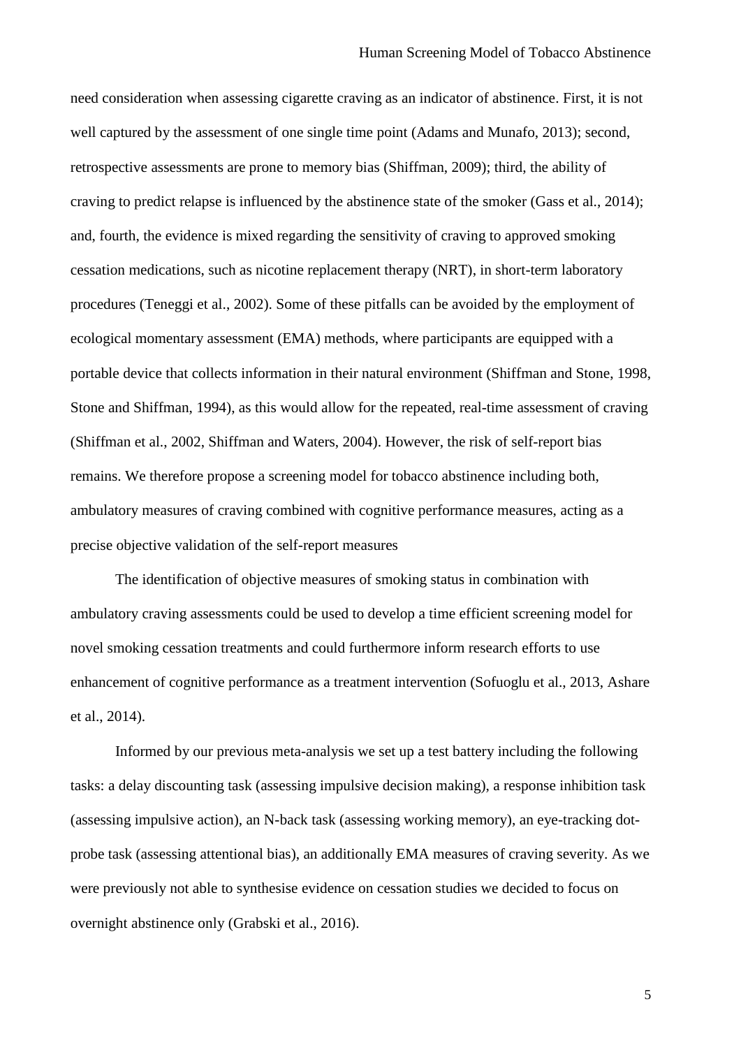need consideration when assessing cigarette craving as an indicator of abstinence. First, it is not well captured by the assessment of one single time point (Adams and Munafo, 2013); second, retrospective assessments are prone to memory bias (Shiffman, 2009); third, the ability of craving to predict relapse is influenced by the abstinence state of the smoker (Gass et al., 2014); and, fourth, the evidence is mixed regarding the sensitivity of craving to approved smoking cessation medications, such as nicotine replacement therapy (NRT), in short-term laboratory procedures (Teneggi et al., 2002). Some of these pitfalls can be avoided by the employment of ecological momentary assessment (EMA) methods, where participants are equipped with a portable device that collects information in their natural environment (Shiffman and Stone, 1998, Stone and Shiffman, 1994), as this would allow for the repeated, real-time assessment of craving (Shiffman et al., 2002, Shiffman and Waters, 2004). However, the risk of self-report bias remains. We therefore propose a screening model for tobacco abstinence including both, ambulatory measures of craving combined with cognitive performance measures, acting as a precise objective validation of the self-report measures

The identification of objective measures of smoking status in combination with ambulatory craving assessments could be used to develop a time efficient screening model for novel smoking cessation treatments and could furthermore inform research efforts to use enhancement of cognitive performance as a treatment intervention (Sofuoglu et al., 2013, Ashare et al., 2014).

Informed by our previous meta-analysis we set up a test battery including the following tasks: a delay discounting task (assessing impulsive decision making), a response inhibition task (assessing impulsive action), an N-back task (assessing working memory), an eye-tracking dot-probe task (assessing attentional bias), an additionally EMA measures of craving severity. As we were previously not able to synthesise evidence on cessation studies we decided to focus on overnight abstinence only (Grabski et al., 2016).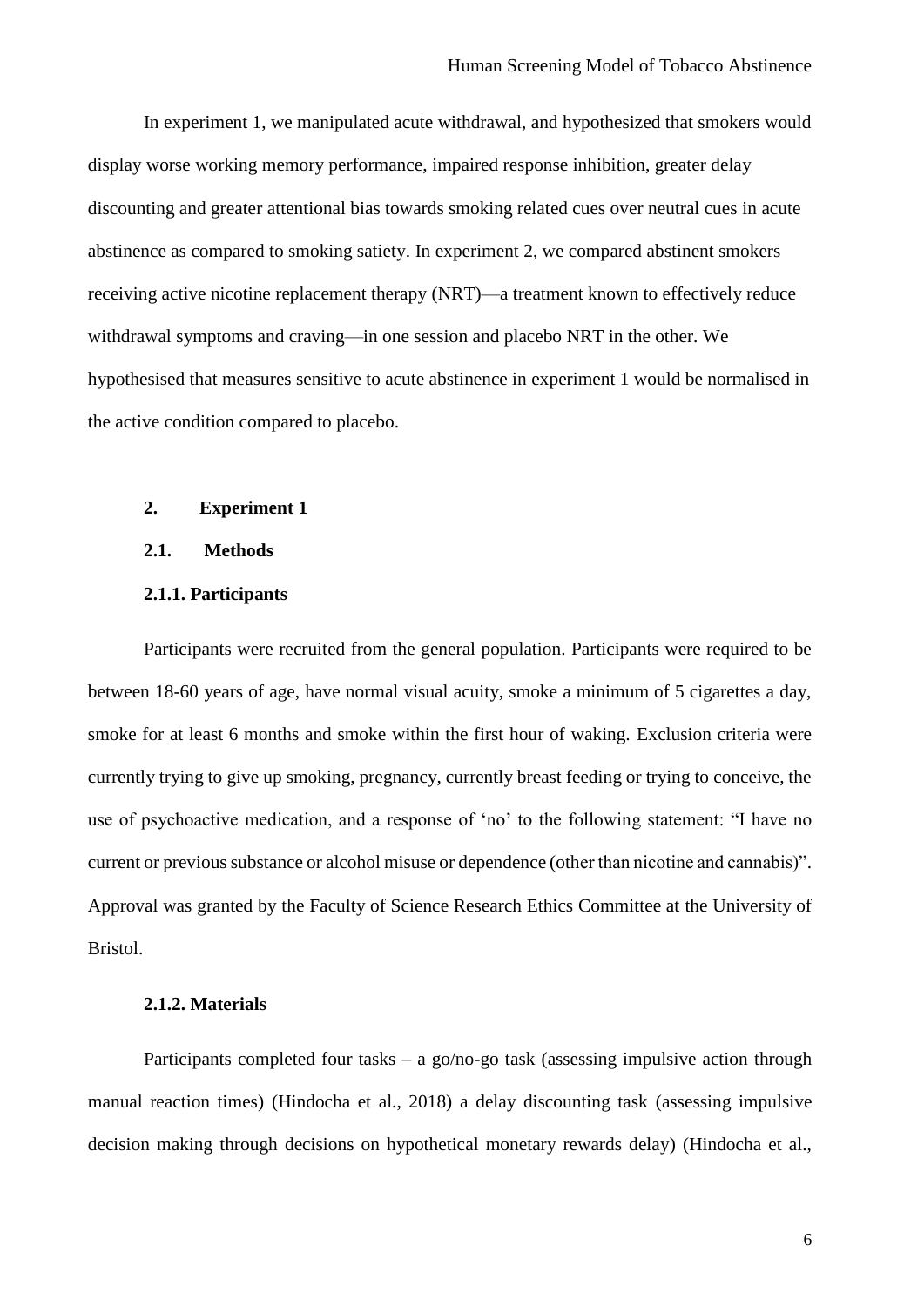In experiment 1, we manipulated acute withdrawal, and hypothesized that smokers would display worse working memory performance, impaired response inhibition, greater delay discounting and greater attentional bias towards smoking related cues over neutral cues in acute abstinence as compared to smoking satiety. In experiment 2, we compared abstinent smokers receiving active nicotine replacement therapy (NRT)—a treatment known to effectively reduce withdrawal symptoms and craving—in one session and placebo NRT in the other. We hypothesised that measures sensitive to acute abstinence in experiment 1 would be normalised in the active condition compared to placebo.

## 2. Experiment 1

### 2.1. Methods

#### 2.1.1. Participants

Participants were recruited from the general population. Participants were required to be between 18-60 years of age, have normal visual acuity, smoke a minimum of 5 cigarettes a day, smoke for at least 6 months and smoke within the first hour of waking. Exclusion criteria were currently trying to give up smoking, pregnancy, currently breast feeding or trying to conceive, the use of psychoactive medication, and a response of 'no' to the following statement: "I have no current or previous substance or alcohol misuse or dependence (other than nicotine and cannabis)". Approval was granted by the Faculty of Science Research Ethics Committee at the University of Bristol.

#### 2.1.2. Materials

Participants completed four tasks – a go/no-go task (assessing impulsive action through manual reaction times) (Hindocha et al., 2018) a delay discounting task (assessing impulsive decision making through decisions on hypothetical monetary rewards delay) (Hindocha et al.,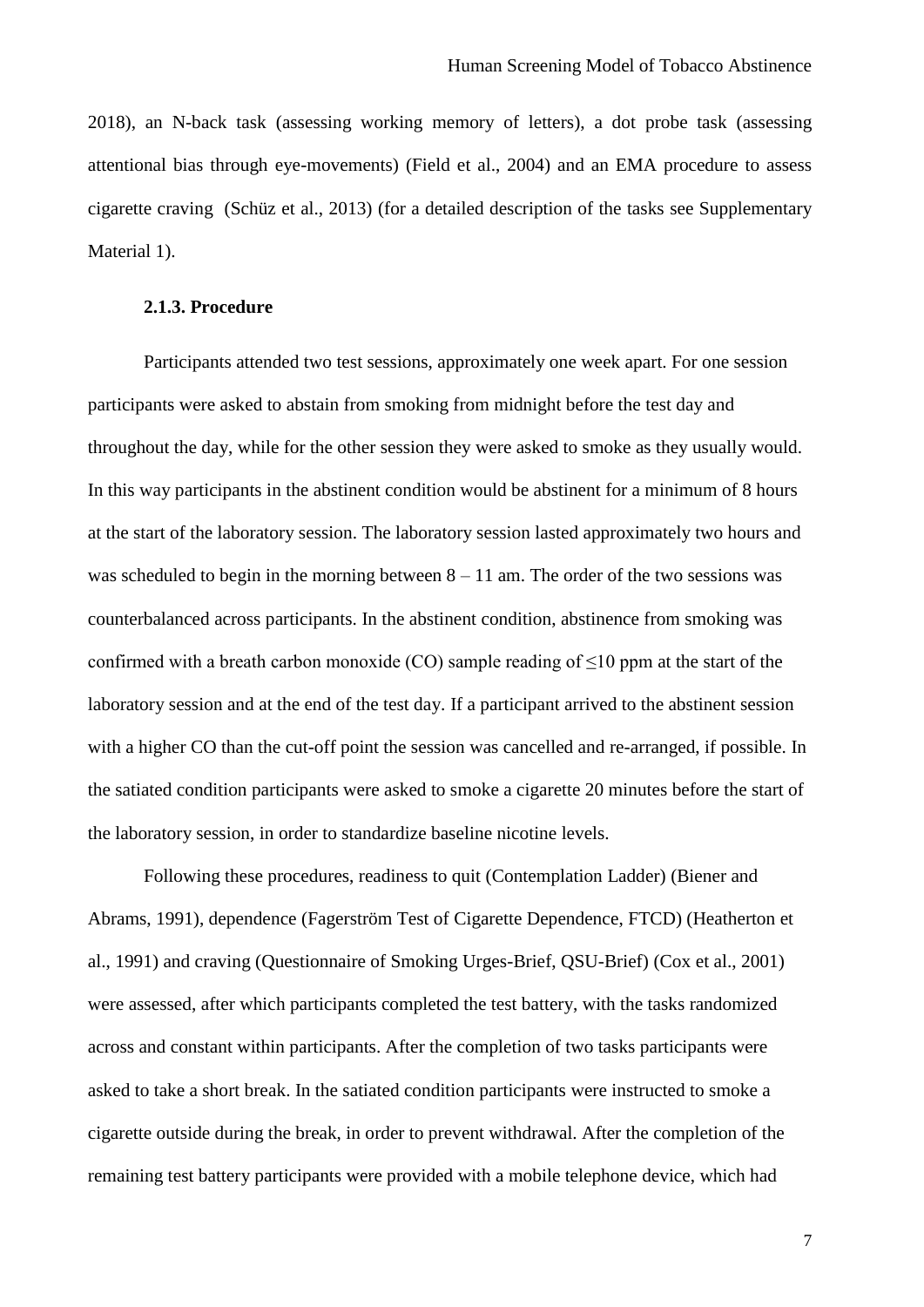2018), an N-back task (assessing working memory of letters), a dot probe task (assessing attentional bias through eye-movements) (Field et al., 2004) and an EMA procedure to assess cigarette craving (Schüz et al., 2013) (for a detailed description of the tasks see Supplementary Material 1).

### 2.1.3. Procedure

Participants attended two test sessions, approximately one week apart. For one session participants were asked to abstain from smoking from midnight before the test day and throughout the day, while for the other session they were asked to smoke as they usually would. In this way participants in the abstinent condition would be abstinent for a minimum of 8 hours at the start of the laboratory session. The laboratory session lasted approximately two hours and was scheduled to begin in the morning between 8 – 11 am. The order of the two sessions was counterbalanced across participants. In the abstinent condition, abstinence from smoking was confirmed with a breath carbon monoxide (CO) sample reading of ≤10 ppm at the start of the laboratory session and at the end of the test day. If a participant arrived to the abstinent session with a higher CO than the cut-off point the session was cancelled and re-arranged, if possible. In the satiated condition participants were asked to smoke a cigarette 20 minutes before the start of the laboratory session, in order to standardize baseline nicotine levels.

Following these procedures, readiness to quit (Contemplation Ladder) (Biener and Abrams, 1991), dependence (Fagerström Test of Cigarette Dependence, FTCD) (Heatherton et al., 1991) and craving (Questionnaire of Smoking Urges-Brief, QSU-Brief) (Cox et al., 2001) were assessed, after which participants completed the test battery, with the tasks randomized across and constant within participants. After the completion of two tasks participants were asked to take a short break. In the satiated condition participants were instructed to smoke a cigarette outside during the break, in order to prevent withdrawal. After the completion of the remaining test battery participants were provided with a mobile telephone device, which had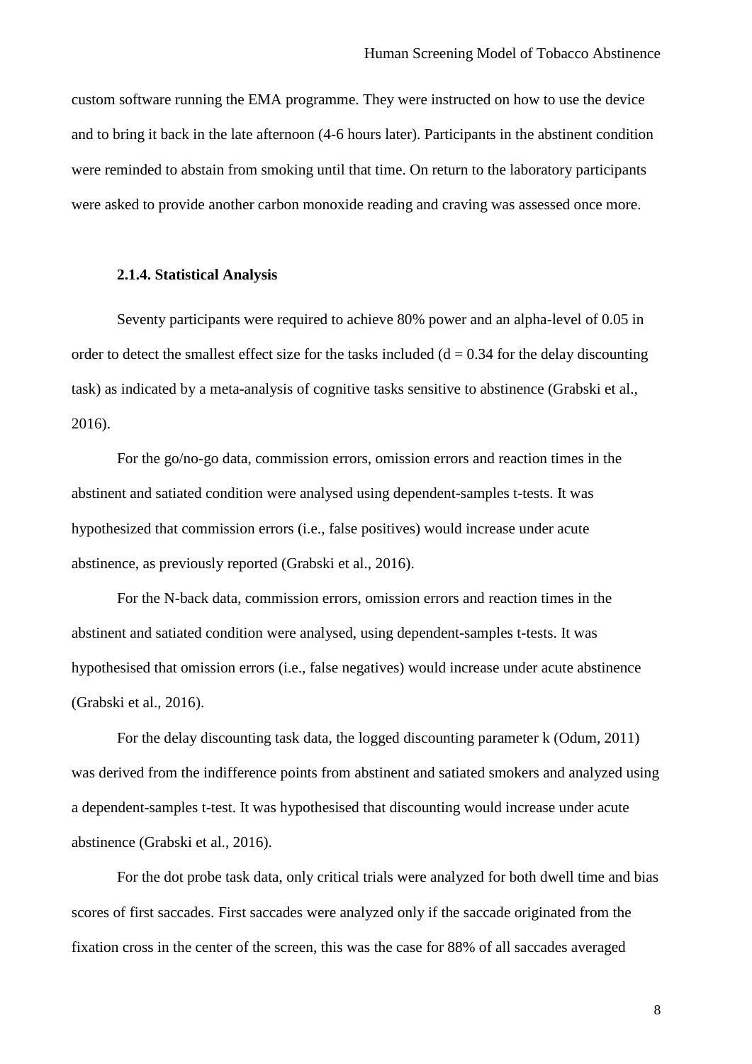custom software running the EMA programme. They were instructed on how to use the device and to bring it back in the late afternoon (4-6 hours later). Participants in the abstinent condition were reminded to abstain from smoking until that time. On return to the laboratory participants were asked to provide another carbon monoxide reading and craving was assessed once more.

#### 2.1.4. Statistical Analysis

Seventy participants were required to achieve 80% power and an alpha-level of 0.05 in order to detect the smallest effect size for the tasks included ($d = 0.34$ for the delay discounting task) as indicated by a meta-analysis of cognitive tasks sensitive to abstinence (Grabski et al., 2016).

For the go/no-go data, commission errors, omission errors and reaction times in the abstinent and satiated condition were analysed using dependent-samples t-tests. It was hypothesized that commission errors (i.e., false positives) would increase under acute abstinence, as previously reported (Grabski et al., 2016).

For the N-back data, commission errors, omission errors and reaction times in the abstinent and satiated condition were analysed, using dependent-samples t-tests. It was hypothesised that omission errors (i.e., false negatives) would increase under acute abstinence (Grabski et al., 2016).

For the delay discounting task data, the logged discounting parameter k (Odum, 2011) was derived from the indifference points from abstinent and satiated smokers and analyzed using a dependent-samples t-test. It was hypothesised that discounting would increase under acute abstinence (Grabski et al., 2016).

For the dot probe task data, only critical trials were analyzed for both dwell time and bias scores of first saccades. First saccades were analyzed only if the saccade originated from the fixation cross in the center of the screen, this was the case for 88% of all saccades averaged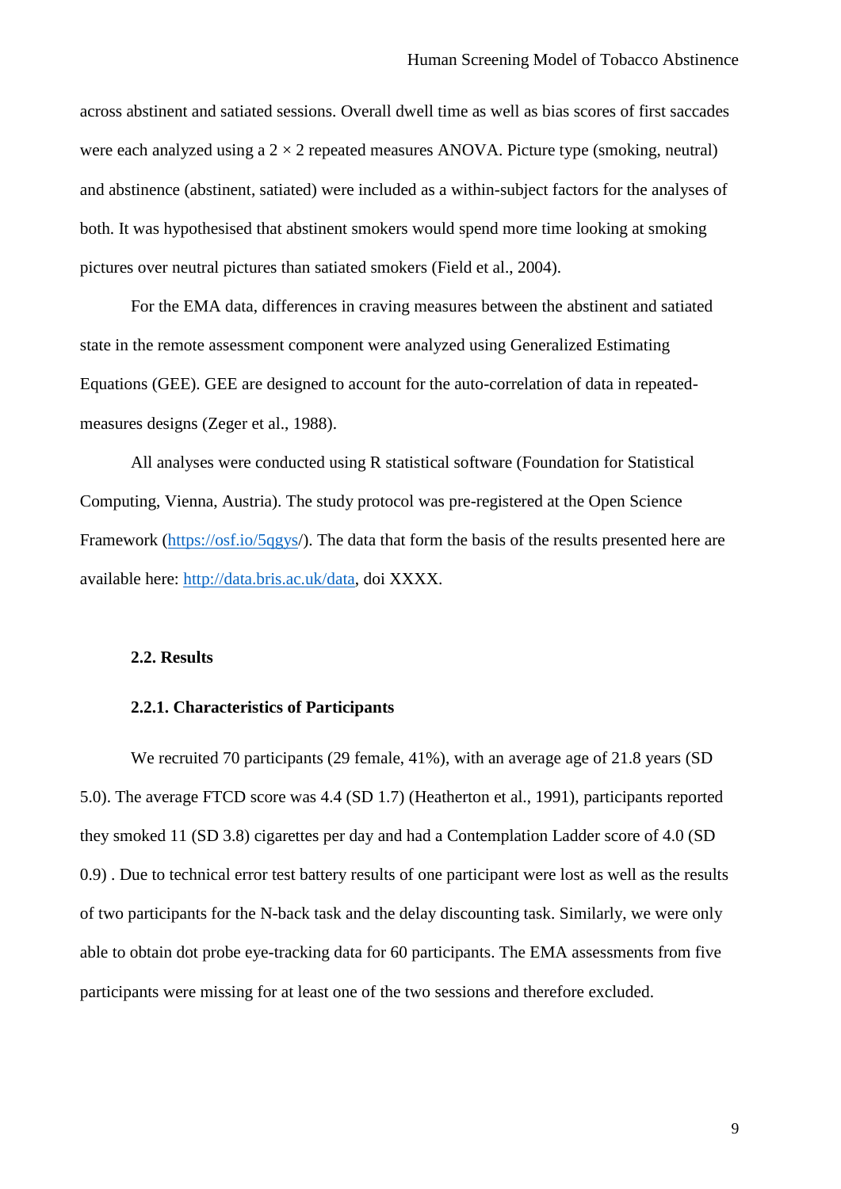across abstinent and satiated sessions. Overall dwell time as well as bias scores of first saccades were each analyzed using a 2 × 2 repeated measures ANOVA. Picture type (smoking, neutral) and abstinence (abstinent, satiated) were included as a within-subject factors for the analyses of both. It was hypothesised that abstinent smokers would spend more time looking at smoking pictures over neutral pictures than satiated smokers (Field et al., 2004).

For the EMA data, differences in craving measures between the abstinent and satiated state in the remote assessment component were analyzed using Generalized Estimating Equations (GEE). GEE are designed to account for the auto-correlation of data in repeated-measures designs (Zeger et al., 1988).

All analyses were conducted using R statistical software (Foundation for Statistical Computing, Vienna, Austria). The study protocol was pre-registered at the Open Science Framework (https://osf.io/5qgys/). The data that form the basis of the results presented here are available here: http://data.bris.ac.uk/data, doi XXXX.

### 2.2. Results

#### 2.2.1. Characteristics of Participants

We recruited 70 participants (29 female, 41%), with an average age of 21.8 years (SD 5.0). The average FTCD score was 4.4 (SD 1.7) (Heatherton et al., 1991), participants reported they smoked 11 (SD 3.8) cigarettes per day and had a Contemplation Ladder score of 4.0 (SD 0.9) . Due to technical error test battery results of one participant were lost as well as the results of two participants for the N-back task and the delay discounting task. Similarly, we were only able to obtain dot probe eye-tracking data for 60 participants. The EMA assessments from five participants were missing for at least one of the two sessions and therefore excluded.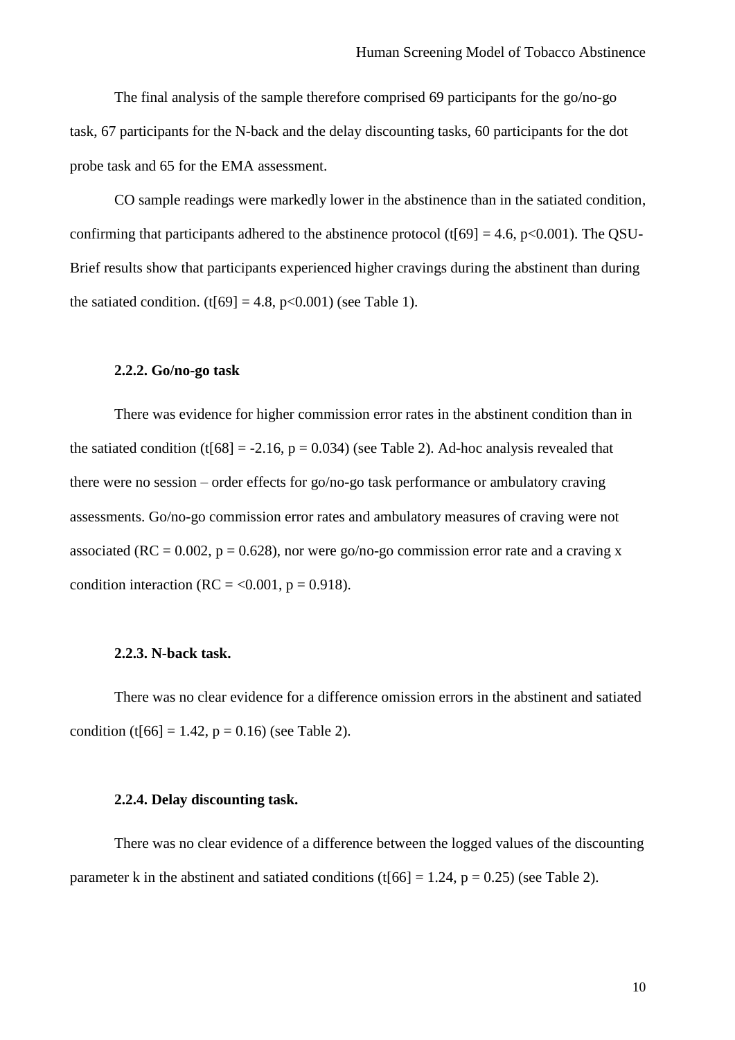The final analysis of the sample therefore comprised 69 participants for the go/no-go task, 67 participants for the N-back and the delay discounting tasks, 60 participants for the dot probe task and 65 for the EMA assessment.

CO sample readings were markedly lower in the abstinence than in the satiated condition, confirming that participants adhered to the abstinence protocol ($t[69] = 4.6$, $p<0.001$). The QSU-Brief results show that participants experienced higher cravings during the abstinent than during the satiated condition. ($t[69] = 4.8$, $p<0.001$) (see Table 1).

#### 2.2.2. Go/no-go task

There was evidence for higher commission error rates in the abstinent condition than in the satiated condition ($t[68] = -2.16$, $p = 0.034$) (see Table 2). Ad-hoc analysis revealed that there were no session – order effects for go/no-go task performance or ambulatory craving assessments. Go/no-go commission error rates and ambulatory measures of craving were not associated (RC = 0.002, $p = 0.628$), nor were go/no-go commission error rate and a craving x condition interaction (RC = <0.001, $p = 0.918$).

#### 2.2.3. N-back task.

There was no clear evidence for a difference omission errors in the abstinent and satiated condition ($t[66] = 1.42$, $p = 0.16$) (see Table 2).

#### 2.2.4. Delay discounting task.

There was no clear evidence of a difference between the logged values of the discounting parameter k in the abstinent and satiated conditions ($t[66] = 1.24$, $p = 0.25$) (see Table 2).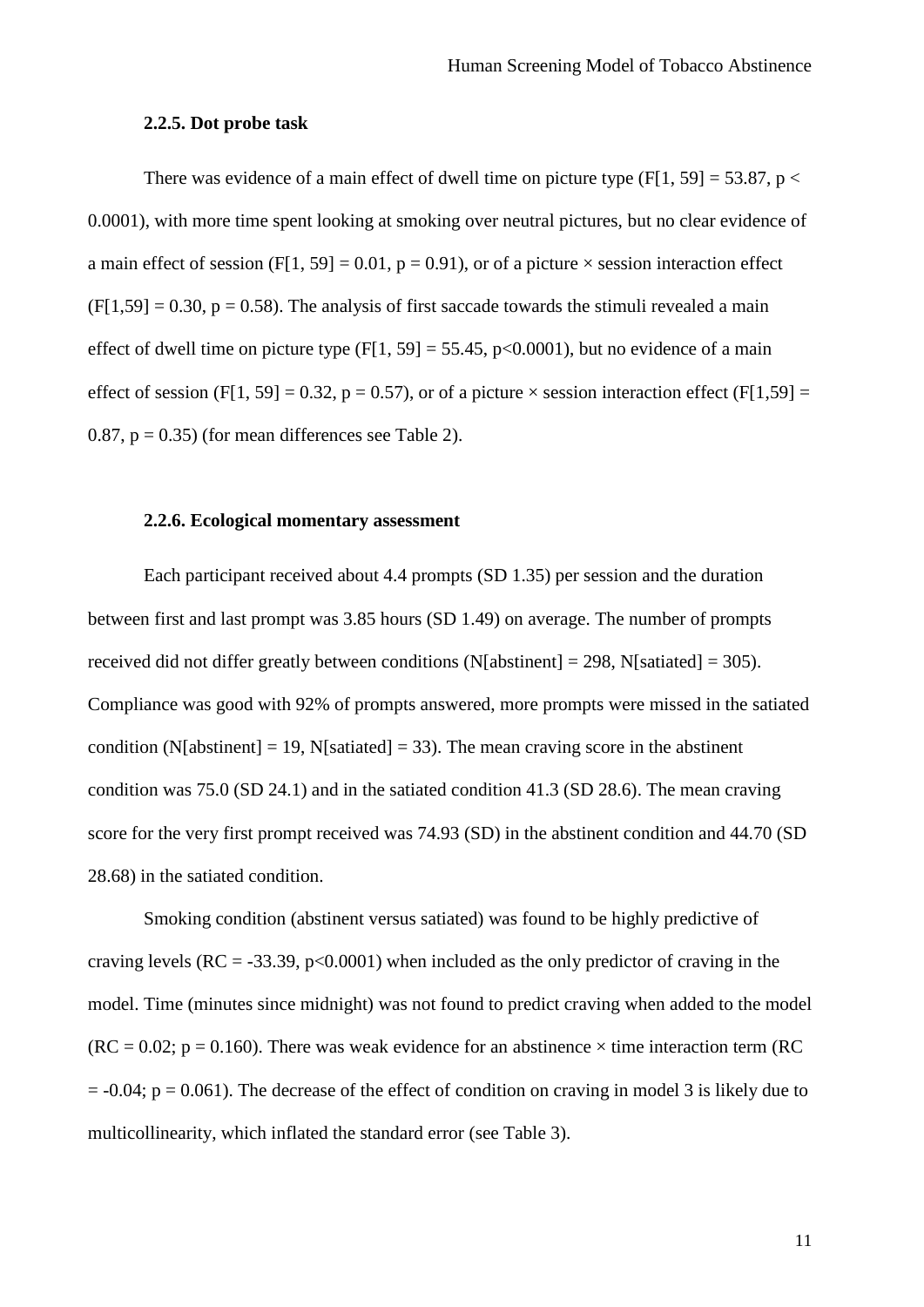### 2.2.5. Dot probe task

There was evidence of a main effect of dwell time on picture type ($F[1, 59] = 53.87$, $p < 0.0001$), with more time spent looking at smoking over neutral pictures, but no clear evidence of a main effect of session ($F[1, 59] = 0.01$, $p = 0.91$), or of a picture × session interaction effect ($F[1,59] = 0.30$, $p = 0.58$). The analysis of first saccade towards the stimuli revealed a main effect of dwell time on picture type ($F[1, 59] = 55.45$, $p<0.0001$), but no evidence of a main effect of session ($F[1, 59] = 0.32$, $p = 0.57$), or of a picture × session interaction effect ($F[1,59] = 0.87$, $p = 0.35$) (for mean differences see Table 2).

### 2.2.6. Ecological momentary assessment

Each participant received about 4.4 prompts (SD 1.35) per session and the duration between first and last prompt was 3.85 hours (SD 1.49) on average. The number of prompts received did not differ greatly between conditions (N[abstinent] = 298, N[satiated] = 305). Compliance was good with 92% of prompts answered, more prompts were missed in the satiated condition (N[abstinent] = 19, N[satiated] = 33). The mean craving score in the abstinent condition was 75.0 (SD 24.1) and in the satiated condition 41.3 (SD 28.6). The mean craving score for the very first prompt received was 74.93 (SD) in the abstinent condition and 44.70 (SD 28.68) in the satiated condition.

Smoking condition (abstinent versus satiated) was found to be highly predictive of craving levels (RC = -33.39, $p<0.0001$) when included as the only predictor of craving in the model. Time (minutes since midnight) was not found to predict craving when added to the model (RC = 0.02; $p = 0.160$). There was weak evidence for an abstinence × time interaction term (RC = -0.04; $p = 0.061$). The decrease of the effect of condition on craving in model 3 is likely due to multicollinearity, which inflated the standard error (see Table 3).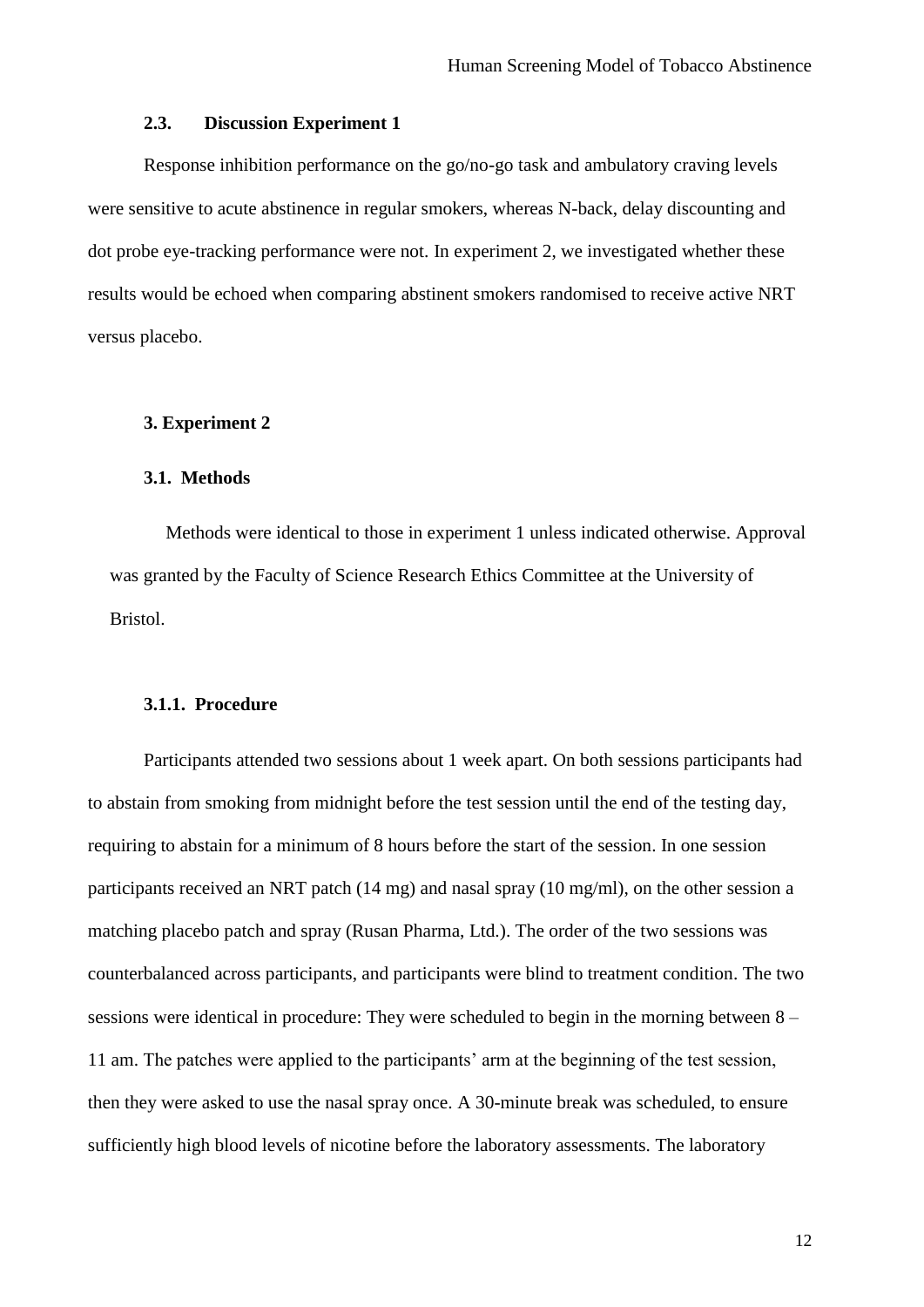### 2.3. Discussion Experiment 1

Response inhibition performance on the go/no-go task and ambulatory craving levels were sensitive to acute abstinence in regular smokers, whereas N-back, delay discounting and dot probe eye-tracking performance were not. In experiment 2, we investigated whether these results would be echoed when comparing abstinent smokers randomised to receive active NRT versus placebo.

## 3. Experiment 2

### 3.1. Methods

Methods were identical to those in experiment 1 unless indicated otherwise. Approval was granted by the Faculty of Science Research Ethics Committee at the University of Bristol.

#### 3.1.1. Procedure

Participants attended two sessions about 1 week apart. On both sessions participants had to abstain from smoking from midnight before the test session until the end of the testing day, requiring to abstain for a minimum of 8 hours before the start of the session. In one session participants received an NRT patch (14 mg) and nasal spray (10 mg/ml), on the other session a matching placebo patch and spray (Rusan Pharma, Ltd.). The order of the two sessions was counterbalanced across participants, and participants were blind to treatment condition. The two sessions were identical in procedure: They were scheduled to begin in the morning between 8 – 11 am. The patches were applied to the participants' arm at the beginning of the test session, then they were asked to use the nasal spray once. A 30-minute break was scheduled, to ensure sufficiently high blood levels of nicotine before the laboratory assessments. The laboratory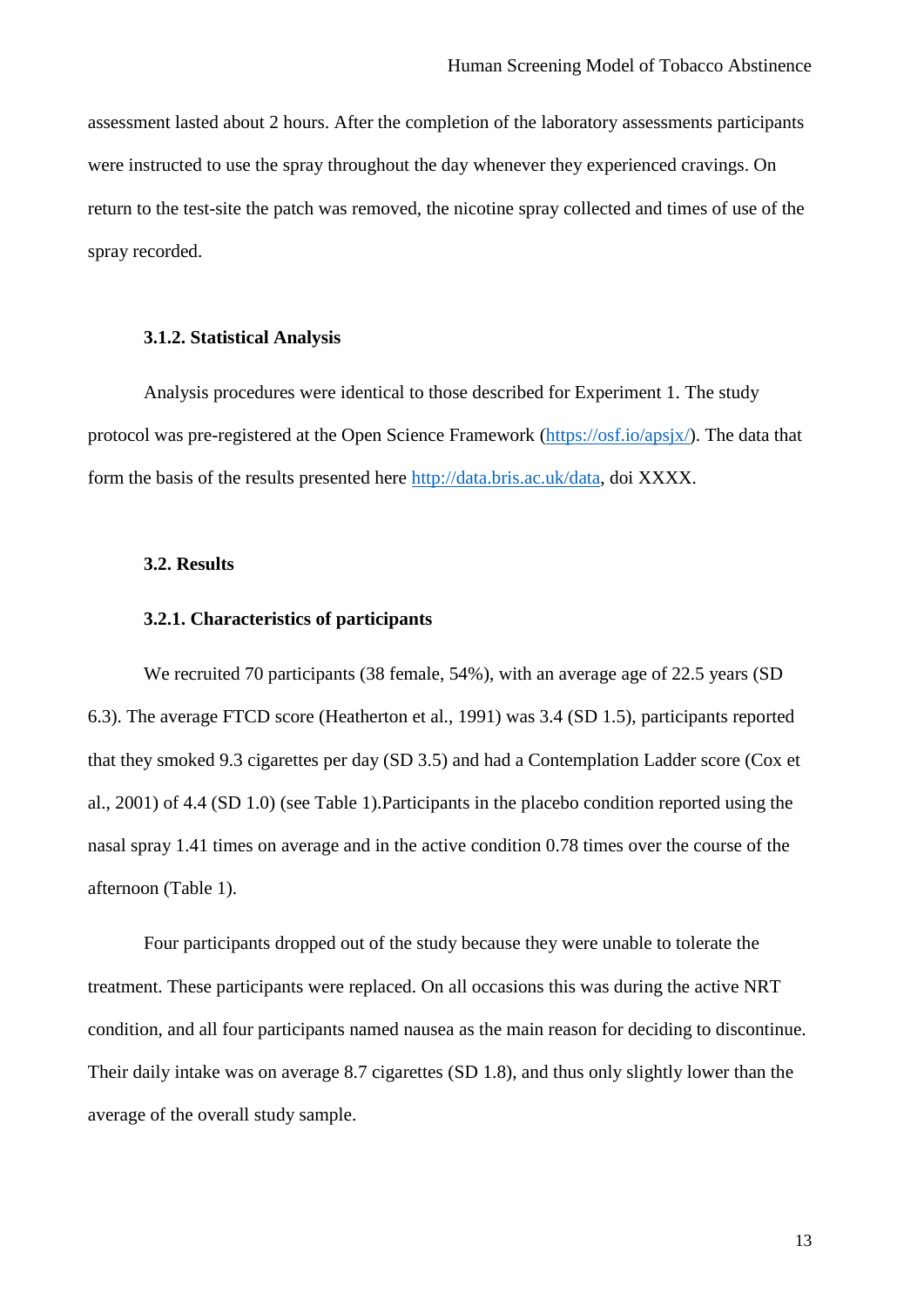assessment lasted about 2 hours. After the completion of the laboratory assessments participants were instructed to use the spray throughout the day whenever they experienced cravings. On return to the test-site the patch was removed, the nicotine spray collected and times of use of the spray recorded.

#### 3.1.2. Statistical Analysis

Analysis procedures were identical to those described for Experiment 1. The study protocol was pre-registered at the Open Science Framework (https://osf.io/apsjx/). The data that form the basis of the results presented here http://data.bris.ac.uk/data, doi XXXX.

### 3.2. Results

#### 3.2.1. Characteristics of participants

We recruited 70 participants (38 female, 54%), with an average age of 22.5 years (SD 6.3). The average FTCD score (Heatherton et al., 1991) was 3.4 (SD 1.5), participants reported that they smoked 9.3 cigarettes per day (SD 3.5) and had a Contemplation Ladder score (Cox et al., 2001) of 4.4 (SD 1.0) (see Table 1).Participants in the placebo condition reported using the nasal spray 1.41 times on average and in the active condition 0.78 times over the course of the afternoon (Table 1).

Four participants dropped out of the study because they were unable to tolerate the treatment. These participants were replaced. On all occasions this was during the active NRT condition, and all four participants named nausea as the main reason for deciding to discontinue. Their daily intake was on average 8.7 cigarettes (SD 1.8), and thus only slightly lower than the average of the overall study sample.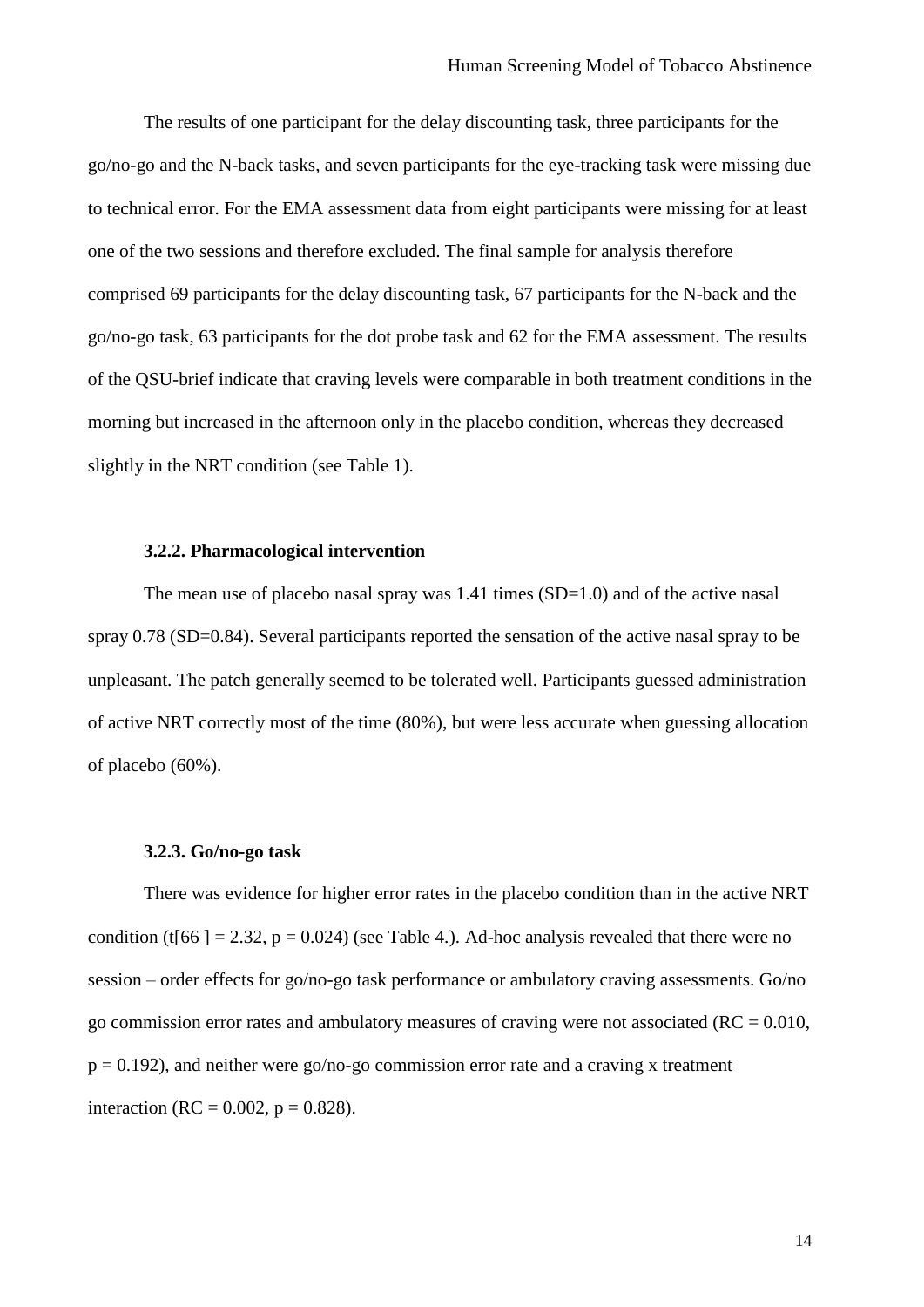The results of one participant for the delay discounting task, three participants for the go/no-go and the N-back tasks, and seven participants for the eye-tracking task were missing due to technical error. For the EMA assessment data from eight participants were missing for at least one of the two sessions and therefore excluded. The final sample for analysis therefore comprised 69 participants for the delay discounting task, 67 participants for the N-back and the go/no-go task, 63 participants for the dot probe task and 62 for the EMA assessment. The results of the QSU-brief indicate that craving levels were comparable in both treatment conditions in the morning but increased in the afternoon only in the placebo condition, whereas they decreased slightly in the NRT condition (see Table 1).

### 3.2.2. Pharmacological intervention

The mean use of placebo nasal spray was 1.41 times (SD=1.0) and of the active nasal spray 0.78 (SD=0.84). Several participants reported the sensation of the active nasal spray to be unpleasant. The patch generally seemed to be tolerated well. Participants guessed administration of active NRT correctly most of the time (80%), but were less accurate when guessing allocation of placebo (60%).

### 3.2.3. Go/no-go task

There was evidence for higher error rates in the placebo condition than in the active NRT condition ($t[66] = 2.32$, $p = 0.024$) (see Table 4.). Ad-hoc analysis revealed that there were no session – order effects for go/no-go task performance or ambulatory craving assessments. Go/no go commission error rates and ambulatory measures of craving were not associated ($RC = 0.010$, $p = 0.192$), and neither were go/no-go commission error rate and a craving x treatment interaction ($RC = 0.002$, $p = 0.828$).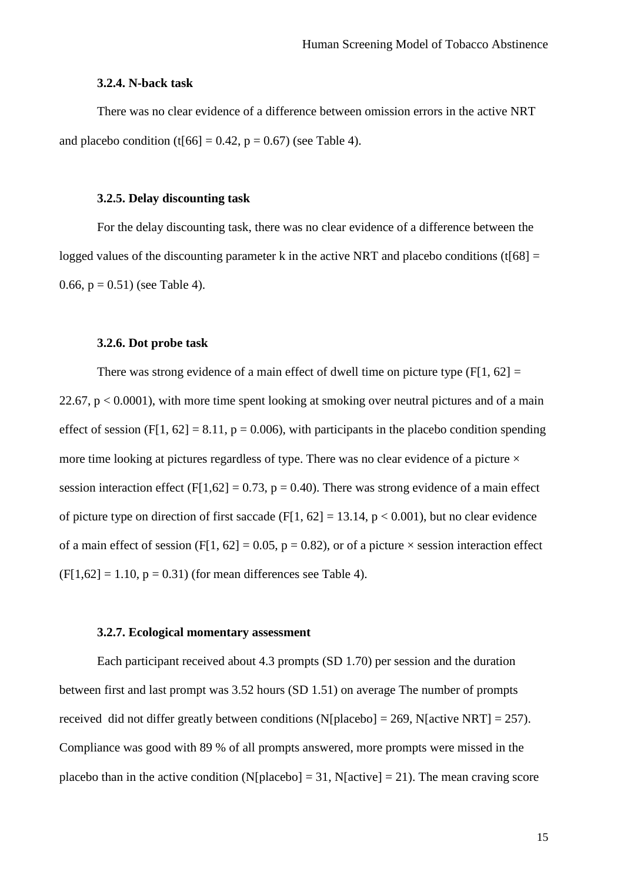#### 3.2.4. N-back task

There was no clear evidence of a difference between omission errors in the active NRT and placebo condition ($t[66] = 0.42$, $p = 0.67$) (see Table 4).

#### 3.2.5. Delay discounting task

For the delay discounting task, there was no clear evidence of a difference between the logged values of the discounting parameter k in the active NRT and placebo conditions ($t[68] = 0.66$, $p = 0.51$) (see Table 4).

#### 3.2.6. Dot probe task

There was strong evidence of a main effect of dwell time on picture type ($F[1, 62] = 22.67$, $p < 0.0001$), with more time spent looking at smoking over neutral pictures and of a main effect of session ($F[1, 62] = 8.11$, $p = 0.006$), with participants in the placebo condition spending more time looking at pictures regardless of type. There was no clear evidence of a picture × session interaction effect ($F[1,62] = 0.73$, $p = 0.40$). There was strong evidence of a main effect of picture type on direction of first saccade ($F[1, 62] = 13.14$, $p < 0.001$), but no clear evidence of a main effect of session ($F[1, 62] = 0.05$, $p = 0.82$), or of a picture × session interaction effect ($F[1,62] = 1.10$, $p = 0.31$) (for mean differences see Table 4).

#### 3.2.7. Ecological momentary assessment

Each participant received about 4.3 prompts (SD 1.70) per session and the duration between first and last prompt was 3.52 hours (SD 1.51) on average The number of prompts received did not differ greatly between conditions (N[placebo] = 269, N[active NRT] = 257). Compliance was good with 89 % of all prompts answered, more prompts were missed in the placebo than in the active condition (N[placebo] = 31, N[active] = 21). The mean craving score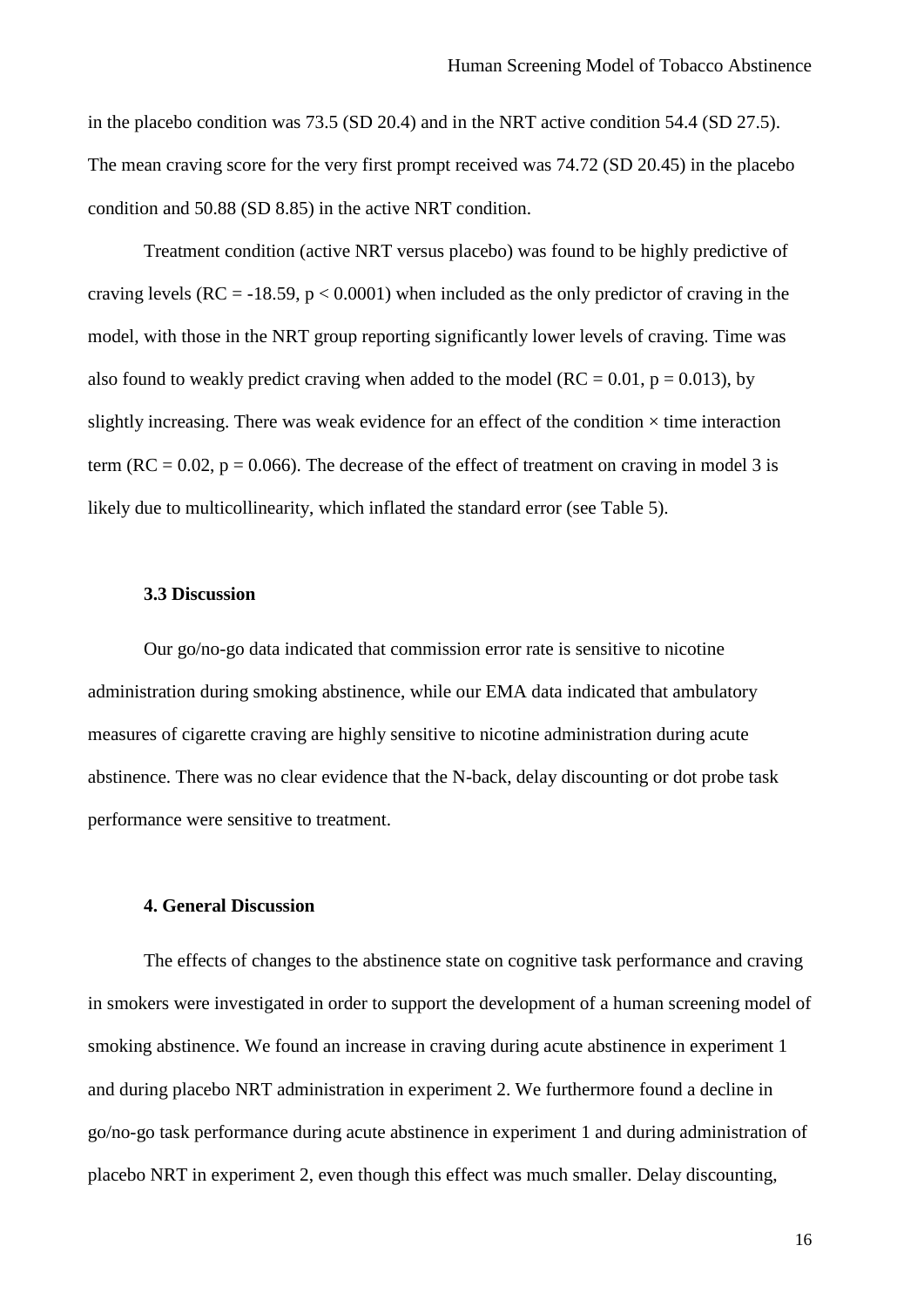in the placebo condition was 73.5 (SD 20.4) and in the NRT active condition 54.4 (SD 27.5). The mean craving score for the very first prompt received was 74.72 (SD 20.45) in the placebo condition and 50.88 (SD 8.85) in the active NRT condition.

Treatment condition (active NRT versus placebo) was found to be highly predictive of craving levels (RC = -18.59, $p < 0.0001$) when included as the only predictor of craving in the model, with those in the NRT group reporting significantly lower levels of craving. Time was also found to weakly predict craving when added to the model (RC = 0.01, $p = 0.013$), by slightly increasing. There was weak evidence for an effect of the condition × time interaction term (RC = 0.02, $p = 0.066$). The decrease of the effect of treatment on craving in model 3 is likely due to multicollinearity, which inflated the standard error (see Table 5).

### 3.3 Discussion

Our go/no-go data indicated that commission error rate is sensitive to nicotine administration during smoking abstinence, while our EMA data indicated that ambulatory measures of cigarette craving are highly sensitive to nicotine administration during acute abstinence. There was no clear evidence that the N-back, delay discounting or dot probe task performance were sensitive to treatment.

## 4. General Discussion

The effects of changes to the abstinence state on cognitive task performance and craving in smokers were investigated in order to support the development of a human screening model of smoking abstinence. We found an increase in craving during acute abstinence in experiment 1 and during placebo NRT administration in experiment 2. We furthermore found a decline in go/no-go task performance during acute abstinence in experiment 1 and during administration of placebo NRT in experiment 2, even though this effect was much smaller. Delay discounting,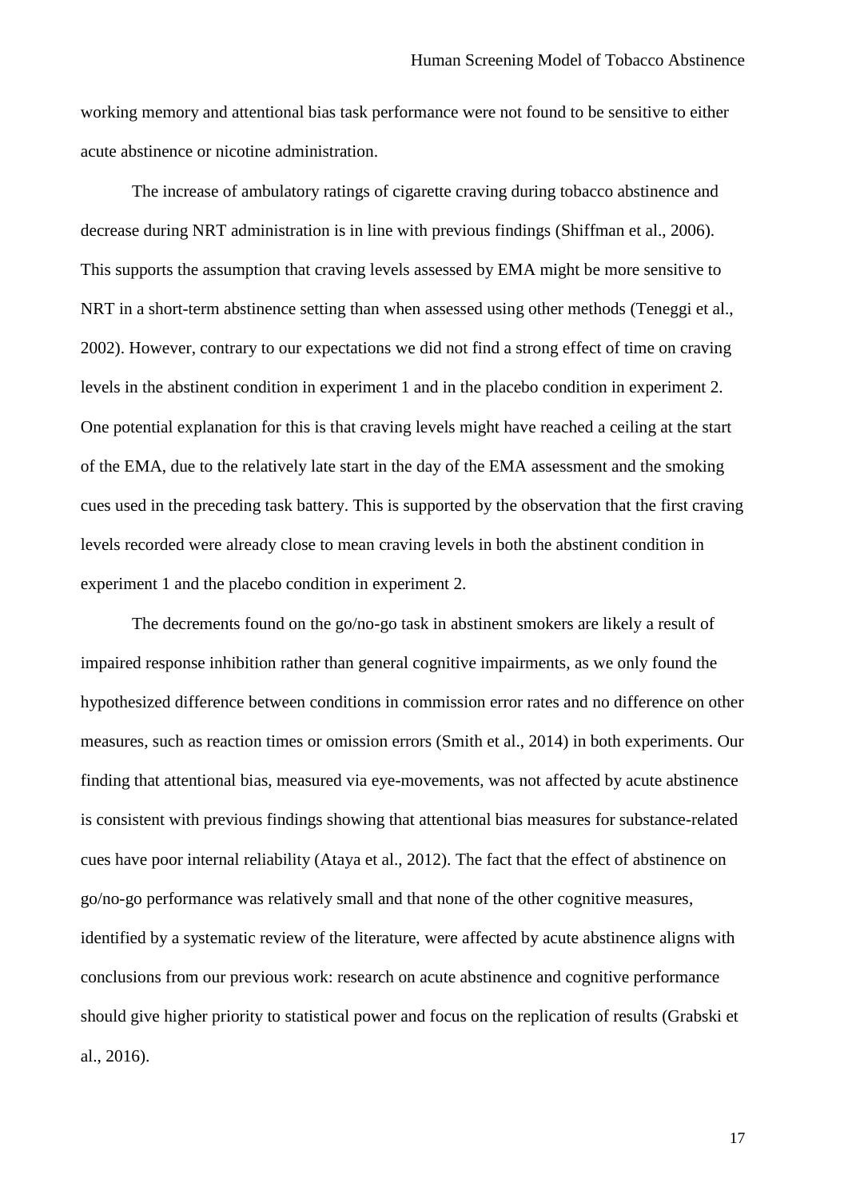working memory and attentional bias task performance were not found to be sensitive to either acute abstinence or nicotine administration.

The increase of ambulatory ratings of cigarette craving during tobacco abstinence and decrease during NRT administration is in line with previous findings (Shiffman et al., 2006). This supports the assumption that craving levels assessed by EMA might be more sensitive to NRT in a short-term abstinence setting than when assessed using other methods (Teneggi et al., 2002). However, contrary to our expectations we did not find a strong effect of time on craving levels in the abstinent condition in experiment 1 and in the placebo condition in experiment 2. One potential explanation for this is that craving levels might have reached a ceiling at the start of the EMA, due to the relatively late start in the day of the EMA assessment and the smoking cues used in the preceding task battery. This is supported by the observation that the first craving levels recorded were already close to mean craving levels in both the abstinent condition in experiment 1 and the placebo condition in experiment 2.

The decrements found on the go/no-go task in abstinent smokers are likely a result of impaired response inhibition rather than general cognitive impairments, as we only found the hypothesized difference between conditions in commission error rates and no difference on other measures, such as reaction times or omission errors (Smith et al., 2014) in both experiments. Our finding that attentional bias, measured via eye-movements, was not affected by acute abstinence is consistent with previous findings showing that attentional bias measures for substance-related cues have poor internal reliability (Ataya et al., 2012). The fact that the effect of abstinence on go/no-go performance was relatively small and that none of the other cognitive measures, identified by a systematic review of the literature, were affected by acute abstinence aligns with conclusions from our previous work: research on acute abstinence and cognitive performance should give higher priority to statistical power and focus on the replication of results (Grabski et al., 2016).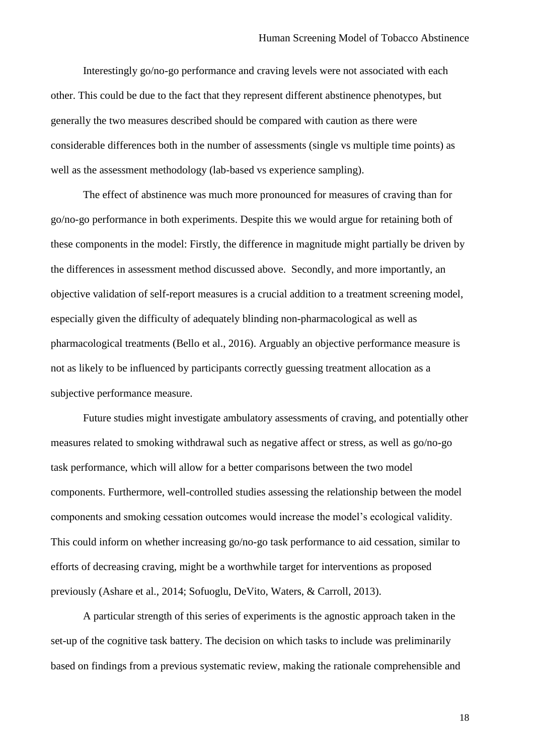Interestingly go/no-go performance and craving levels were not associated with each other. This could be due to the fact that they represent different abstinence phenotypes, but generally the two measures described should be compared with caution as there were considerable differences both in the number of assessments (single vs multiple time points) as well as the assessment methodology (lab-based vs experience sampling).

The effect of abstinence was much more pronounced for measures of craving than for go/no-go performance in both experiments. Despite this we would argue for retaining both of these components in the model: Firstly, the difference in magnitude might partially be driven by the differences in assessment method discussed above. Secondly, and more importantly, an objective validation of self-report measures is a crucial addition to a treatment screening model, especially given the difficulty of adequately blinding non-pharmacological as well as pharmacological treatments (Bello et al., 2016). Arguably an objective performance measure is not as likely to be influenced by participants correctly guessing treatment allocation as a subjective performance measure.

Future studies might investigate ambulatory assessments of craving, and potentially other measures related to smoking withdrawal such as negative affect or stress, as well as go/no-go task performance, which will allow for a better comparisons between the two model components. Furthermore, well-controlled studies assessing the relationship between the model components and smoking cessation outcomes would increase the model's ecological validity. This could inform on whether increasing go/no-go task performance to aid cessation, similar to efforts of decreasing craving, might be a worthwhile target for interventions as proposed previously (Ashare et al., 2014; Sofuoglu, DeVito, Waters, & Carroll, 2013).

A particular strength of this series of experiments is the agnostic approach taken in the set-up of the cognitive task battery. The decision on which tasks to include was preliminarily based on findings from a previous systematic review, making the rationale comprehensible and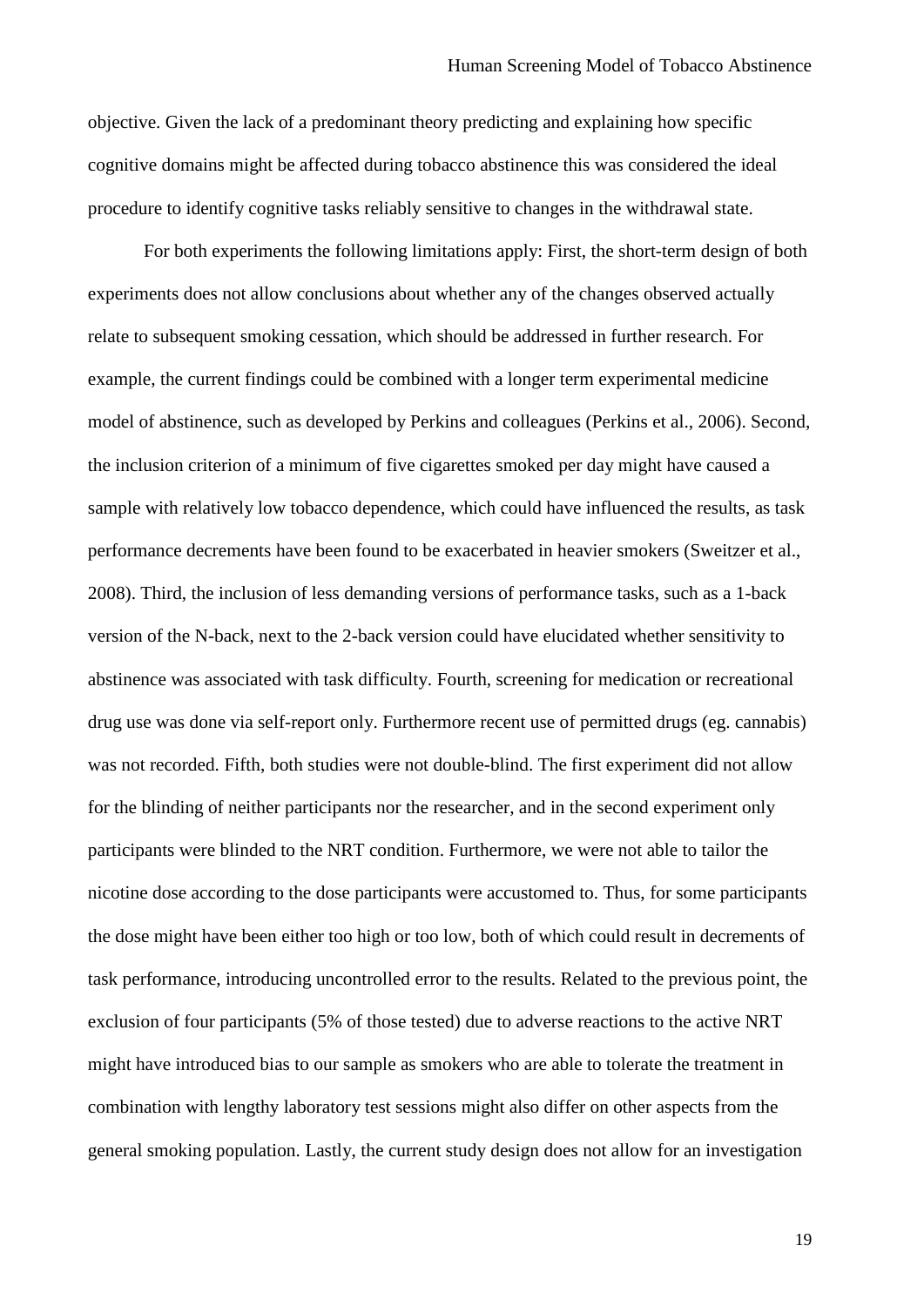objective. Given the lack of a predominant theory predicting and explaining how specific cognitive domains might be affected during tobacco abstinence this was considered the ideal procedure to identify cognitive tasks reliably sensitive to changes in the withdrawal state.

For both experiments the following limitations apply: First, the short-term design of both experiments does not allow conclusions about whether any of the changes observed actually relate to subsequent smoking cessation, which should be addressed in further research. For example, the current findings could be combined with a longer term experimental medicine model of abstinence, such as developed by Perkins and colleagues (Perkins et al., 2006). Second, the inclusion criterion of a minimum of five cigarettes smoked per day might have caused a sample with relatively low tobacco dependence, which could have influenced the results, as task performance decrements have been found to be exacerbated in heavier smokers (Sweitzer et al., 2008). Third, the inclusion of less demanding versions of performance tasks, such as a 1-back version of the N-back, next to the 2-back version could have elucidated whether sensitivity to abstinence was associated with task difficulty. Fourth, screening for medication or recreational drug use was done via self-report only. Furthermore recent use of permitted drugs (eg. cannabis) was not recorded. Fifth, both studies were not double-blind. The first experiment did not allow for the blinding of neither participants nor the researcher, and in the second experiment only participants were blinded to the NRT condition. Furthermore, we were not able to tailor the nicotine dose according to the dose participants were accustomed to. Thus, for some participants the dose might have been either too high or too low, both of which could result in decrements of task performance, introducing uncontrolled error to the results. Related to the previous point, the exclusion of four participants (5% of those tested) due to adverse reactions to the active NRT might have introduced bias to our sample as smokers who are able to tolerate the treatment in combination with lengthy laboratory test sessions might also differ on other aspects from the general smoking population. Lastly, the current study design does not allow for an investigation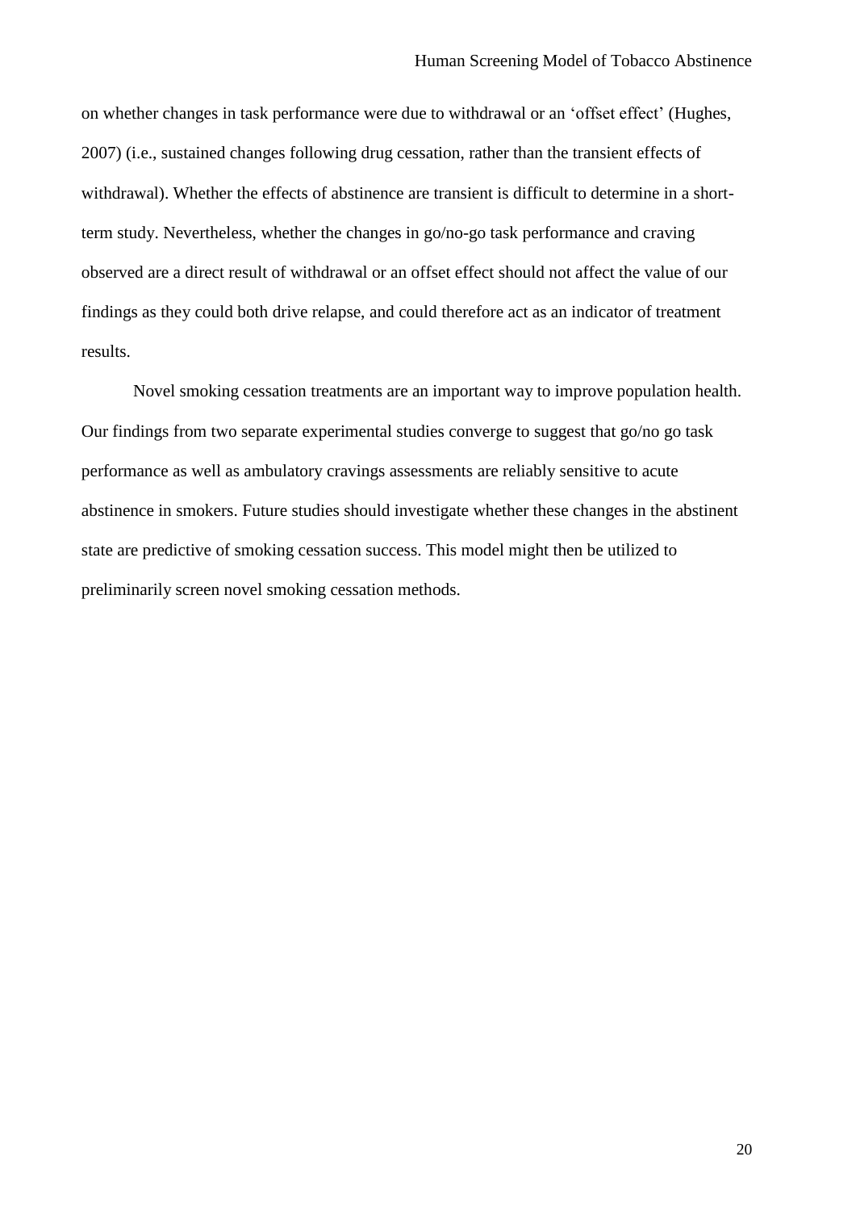on whether changes in task performance were due to withdrawal or an 'offset effect' (Hughes, 2007) (i.e., sustained changes following drug cessation, rather than the transient effects of withdrawal). Whether the effects of abstinence are transient is difficult to determine in a short-term study. Nevertheless, whether the changes in go/no-go task performance and craving observed are a direct result of withdrawal or an offset effect should not affect the value of our findings as they could both drive relapse, and could therefore act as an indicator of treatment results.

Novel smoking cessation treatments are an important way to improve population health. Our findings from two separate experimental studies converge to suggest that go/no go task performance as well as ambulatory cravings assessments are reliably sensitive to acute abstinence in smokers. Future studies should investigate whether these changes in the abstinent state are predictive of smoking cessation success. This model might then be utilized to preliminarily screen novel smoking cessation methods.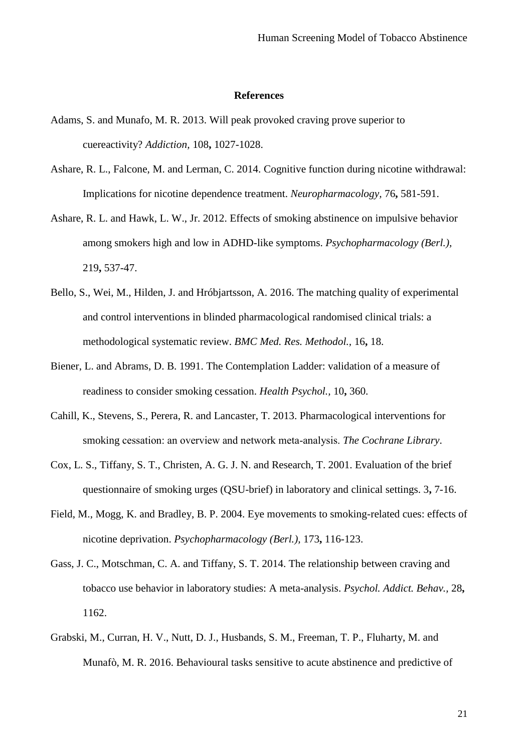## References

Adams, S. and Munafo, M. R. 2013. Will peak provoked craving prove superior to cuereactivity? *Addiction,* 108**,** 1027-1028.

Ashare, R. L., Falcone, M. and Lerman, C. 2014. Cognitive function during nicotine withdrawal: Implications for nicotine dependence treatment. *Neuropharmacology,* 76**,** 581-591.

Ashare, R. L. and Hawk, L. W., Jr. 2012. Effects of smoking abstinence on impulsive behavior among smokers high and low in ADHD-like symptoms. *Psychopharmacology (Berl.),* 219**,** 537-47.

Bello, S., Wei, M., Hilden, J. and Hróbjartsson, A. 2016. The matching quality of experimental and control interventions in blinded pharmacological randomised clinical trials: a methodological systematic review. *BMC Med. Res. Methodol.,* 16**,** 18.

Biener, L. and Abrams, D. B. 1991. The Contemplation Ladder: validation of a measure of readiness to consider smoking cessation. *Health Psychol.,* 10**,** 360.

Cahill, K., Stevens, S., Perera, R. and Lancaster, T. 2013. Pharmacological interventions for smoking cessation: an overview and network meta-analysis. *The Cochrane Library*.

Cox, L. S., Tiffany, S. T., Christen, A. G. J. N. and Research, T. 2001. Evaluation of the brief questionnaire of smoking urges (QSU-brief) in laboratory and clinical settings. 3**,** 7-16.

Field, M., Mogg, K. and Bradley, B. P. 2004. Eye movements to smoking-related cues: effects of nicotine deprivation. *Psychopharmacology (Berl.),* 173**,** 116-123.

Gass, J. C., Motschman, C. A. and Tiffany, S. T. 2014. The relationship between craving and tobacco use behavior in laboratory studies: A meta-analysis. *Psychol. Addict. Behav.,* 28**,** 1162.

Grabski, M., Curran, H. V., Nutt, D. J., Husbands, S. M., Freeman, T. P., Fluharty, M. and Munafò, M. R. 2016. Behavioural tasks sensitive to acute abstinence and predictive of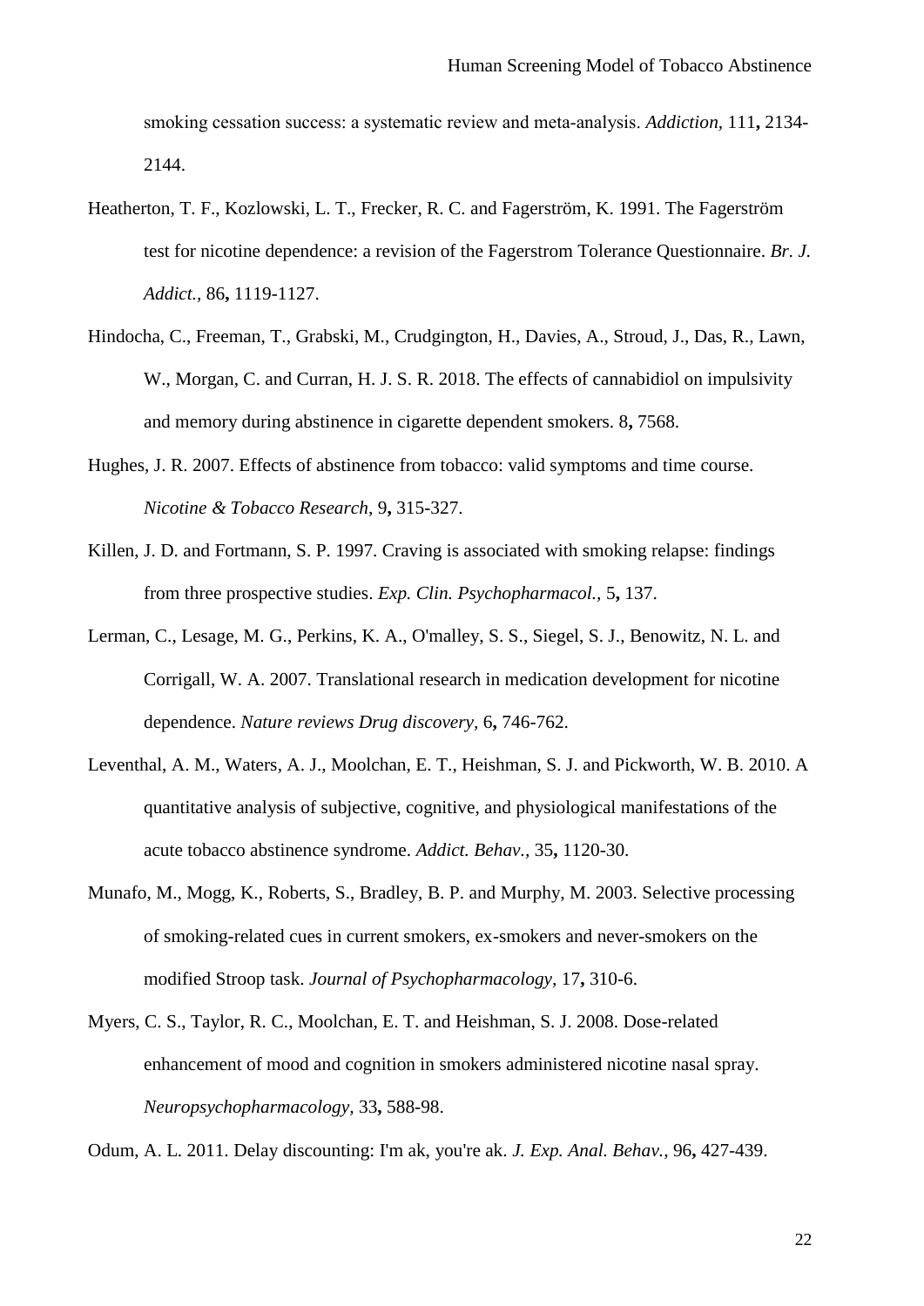smoking cessation success: a systematic review and meta-analysis. *Addiction,* 111**,** 2134-2144.

Heatherton, T. F., Kozlowski, L. T., Frecker, R. C. and Fagerström, K. 1991. The Fagerström test for nicotine dependence: a revision of the Fagerstrom Tolerance Questionnaire. *Br. J. Addict.,* 86**,** 1119-1127.

Hindocha, C., Freeman, T., Grabski, M., Crudgington, H., Davies, A., Stroud, J., Das, R., Lawn, W., Morgan, C. and Curran, H. J. S. R. 2018. The effects of cannabidiol on impulsivity and memory during abstinence in cigarette dependent smokers. 8**,** 7568.

Hughes, J. R. 2007. Effects of abstinence from tobacco: valid symptoms and time course. *Nicotine & Tobacco Research,* 9**,** 315-327.

Killen, J. D. and Fortmann, S. P. 1997. Craving is associated with smoking relapse: findings from three prospective studies. *Exp. Clin. Psychopharmacol.,* 5**,** 137.

Lerman, C., Lesage, M. G., Perkins, K. A., O'malley, S. S., Siegel, S. J., Benowitz, N. L. and Corrigall, W. A. 2007. Translational research in medication development for nicotine dependence. *Nature reviews Drug discovery,* 6**,** 746-762.

Leventhal, A. M., Waters, A. J., Moolchan, E. T., Heishman, S. J. and Pickworth, W. B. 2010. A quantitative analysis of subjective, cognitive, and physiological manifestations of the acute tobacco abstinence syndrome. *Addict. Behav.,* 35**,** 1120-30.

Munafo, M., Mogg, K., Roberts, S., Bradley, B. P. and Murphy, M. 2003. Selective processing of smoking-related cues in current smokers, ex-smokers and never-smokers on the modified Stroop task. *Journal of Psychopharmacology,* 17**,** 310-6.

Myers, C. S., Taylor, R. C., Moolchan, E. T. and Heishman, S. J. 2008. Dose-related enhancement of mood and cognition in smokers administered nicotine nasal spray. *Neuropsychopharmacology,* 33**,** 588-98.

Odum, A. L. 2011. Delay discounting: I'm ak, you're ak. *J. Exp. Anal. Behav.,* 96**,** 427-439.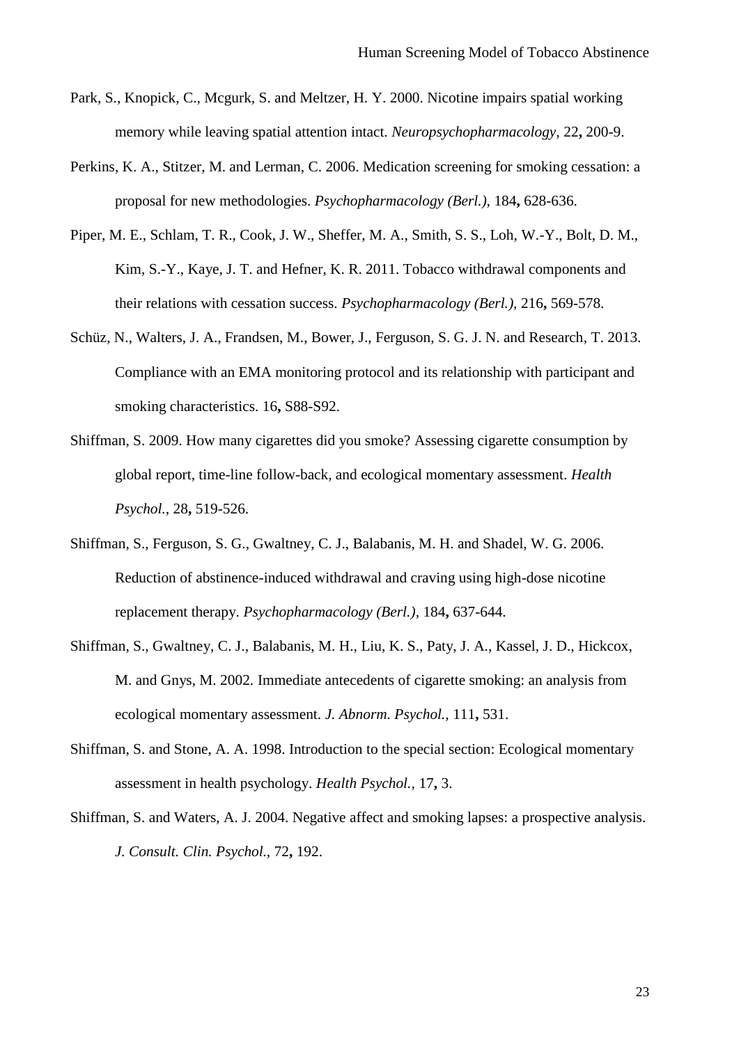Park, S., Knopick, C., Mcgurk, S. and Meltzer, H. Y. 2000. Nicotine impairs spatial working memory while leaving spatial attention intact. *Neuropsychopharmacology,* 22**,** 200-9.

Perkins, K. A., Stitzer, M. and Lerman, C. 2006. Medication screening for smoking cessation: a proposal for new methodologies. *Psychopharmacology (Berl.),* 184**,** 628-636.

Piper, M. E., Schlam, T. R., Cook, J. W., Sheffer, M. A., Smith, S. S., Loh, W.-Y., Bolt, D. M., Kim, S.-Y., Kaye, J. T. and Hefner, K. R. 2011. Tobacco withdrawal components and their relations with cessation success. *Psychopharmacology (Berl.),* 216**,** 569-578.

Schüz, N., Walters, J. A., Frandsen, M., Bower, J., Ferguson, S. G. J. N. and Research, T. 2013. Compliance with an EMA monitoring protocol and its relationship with participant and smoking characteristics. 16**,** S88-S92.

Shiffman, S. 2009. How many cigarettes did you smoke? Assessing cigarette consumption by global report, time-line follow-back, and ecological momentary assessment. *Health Psychol.,* 28**,** 519-526.

Shiffman, S., Ferguson, S. G., Gwaltney, C. J., Balabanis, M. H. and Shadel, W. G. 2006. Reduction of abstinence-induced withdrawal and craving using high-dose nicotine replacement therapy. *Psychopharmacology (Berl.),* 184**,** 637-644.

Shiffman, S., Gwaltney, C. J., Balabanis, M. H., Liu, K. S., Paty, J. A., Kassel, J. D., Hickcox, M. and Gnys, M. 2002. Immediate antecedents of cigarette smoking: an analysis from ecological momentary assessment. *J. Abnorm. Psychol.,* 111**,** 531.

Shiffman, S. and Stone, A. A. 1998. Introduction to the special section: Ecological momentary assessment in health psychology. *Health Psychol.,* 17**,** 3.

Shiffman, S. and Waters, A. J. 2004. Negative affect and smoking lapses: a prospective analysis. *J. Consult. Clin. Psychol.,* 72**,** 192.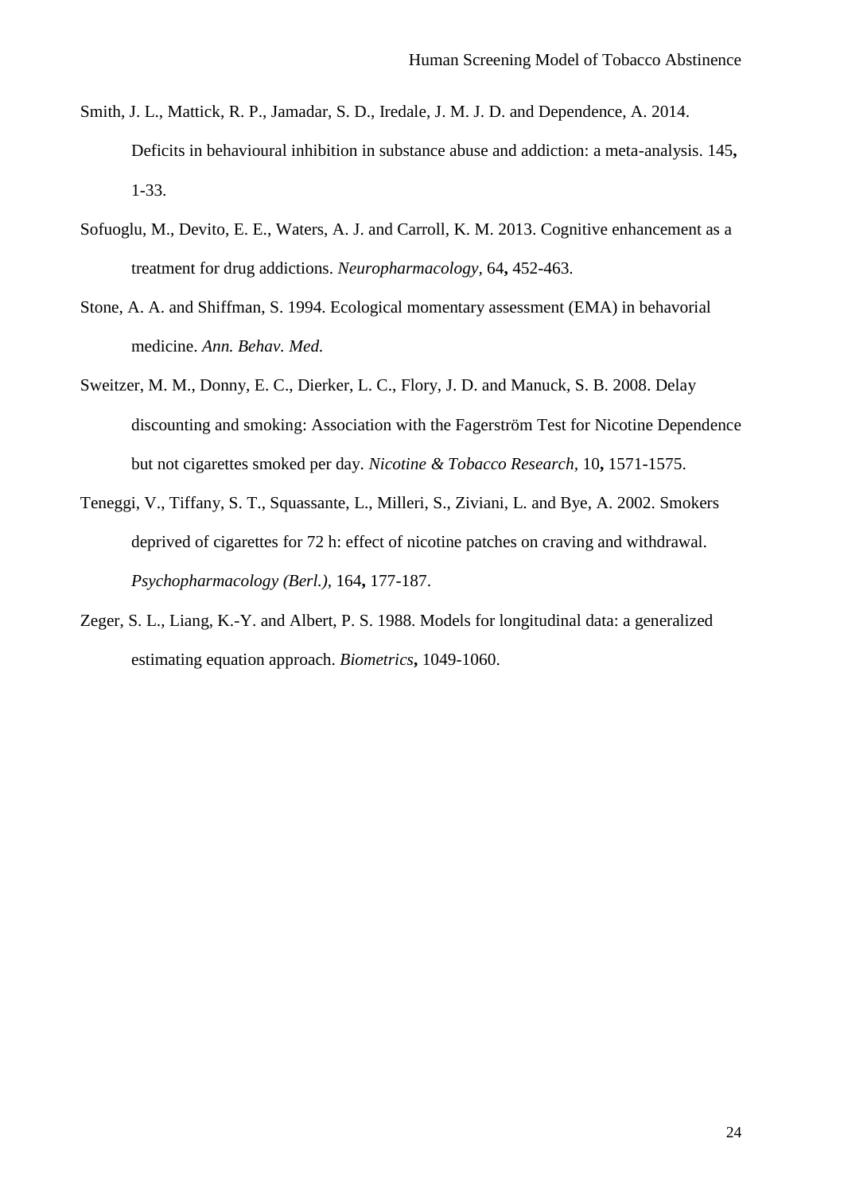Smith, J. L., Mattick, R. P., Jamadar, S. D., Iredale, J. M. J. D. and Dependence, A. 2014. Deficits in behavioural inhibition in substance abuse and addiction: a meta-analysis. 145**,** 1-33.

Sofuoglu, M., Devito, E. E., Waters, A. J. and Carroll, K. M. 2013. Cognitive enhancement as a treatment for drug addictions. *Neuropharmacology,* 64**,** 452-463.

Stone, A. A. and Shiffman, S. 1994. Ecological momentary assessment (EMA) in behavorial medicine. *Ann. Behav. Med.*

Sweitzer, M. M., Donny, E. C., Dierker, L. C., Flory, J. D. and Manuck, S. B. 2008. Delay discounting and smoking: Association with the Fagerström Test for Nicotine Dependence but not cigarettes smoked per day. *Nicotine & Tobacco Research,* 10**,** 1571-1575.

Teneggi, V., Tiffany, S. T., Squassante, L., Milleri, S., Ziviani, L. and Bye, A. 2002. Smokers deprived of cigarettes for 72 h: effect of nicotine patches on craving and withdrawal. *Psychopharmacology (Berl.),* 164**,** 177-187.

Zeger, S. L., Liang, K.-Y. and Albert, P. S. 1988. Models for longitudinal data: a generalized estimating equation approach. *Biometrics***,** 1049-1060.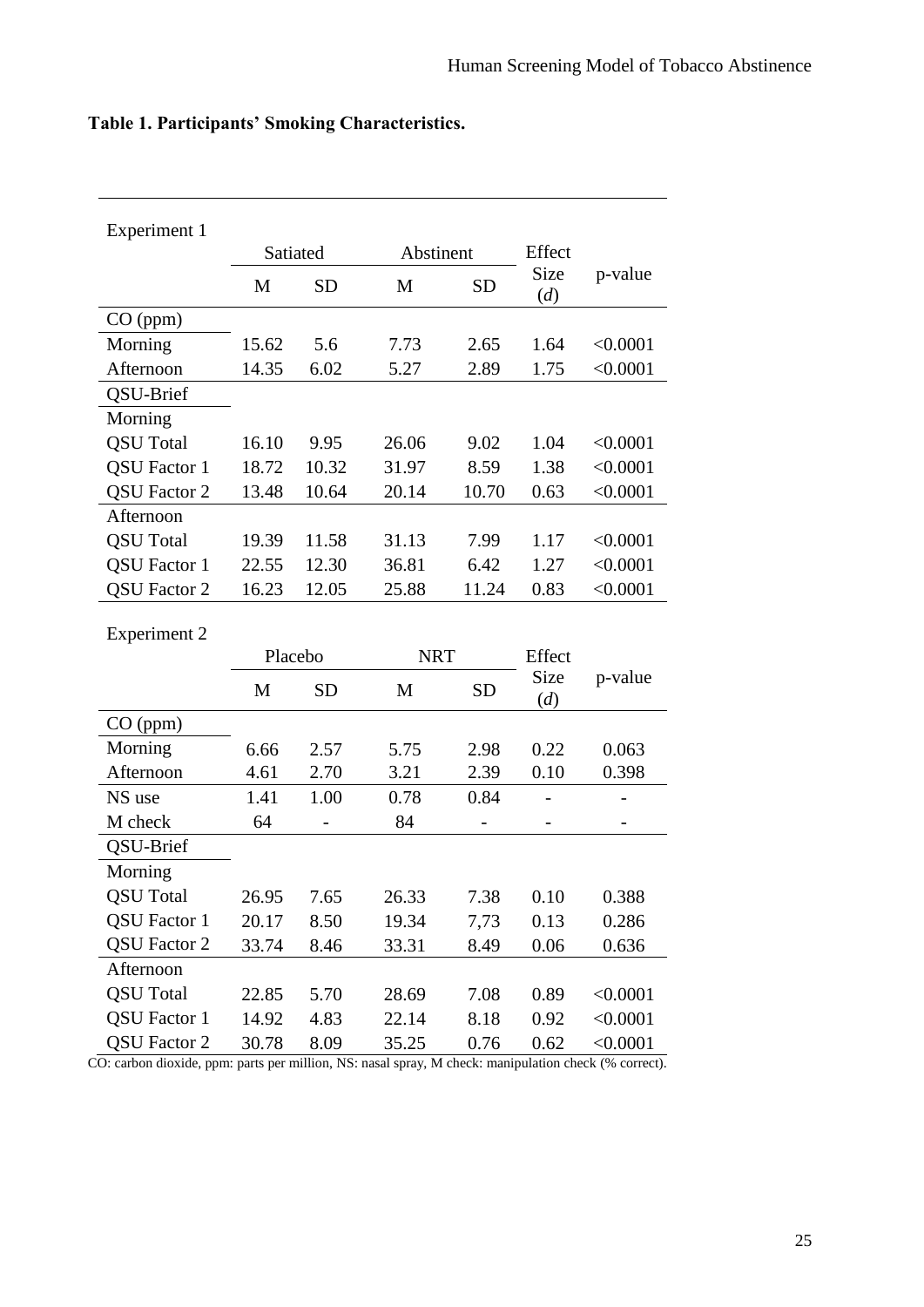**Table 1. Participants' Smoking Characteristics.**

| Experiment 1 | Satiated | | Abstinent | | Effect Size (*d*) | p-value |
|---|---|---|---|---|---|---|
| | M | SD | M | SD | | |
| CO (ppm) | | | | | | |
| Morning | 15.62 | 5.6 | 7.73 | 2.65 | 1.64 | <0.0001 |
| Afternoon | 14.35 | 6.02 | 5.27 | 2.89 | 1.75 | <0.0001 |
| QSU-Brief | | | | | | |
| Morning | | | | | | |
| QSU Total | 16.10 | 9.95 | 26.06 | 9.02 | 1.04 | <0.0001 |
| QSU Factor 1 | 18.72 | 10.32 | 31.97 | 8.59 | 1.38 | <0.0001 |
| QSU Factor 2 | 13.48 | 10.64 | 20.14 | 10.70 | 0.63 | <0.0001 |
| Afternoon | | | | | | |
| QSU Total | 19.39 | 11.58 | 31.13 | 7.99 | 1.17 | <0.0001 |
| QSU Factor 1 | 22.55 | 12.30 | 36.81 | 6.42 | 1.27 | <0.0001 |
| QSU Factor 2 | 16.23 | 12.05 | 25.88 | 11.24 | 0.83 | <0.0001 |

| Experiment 2 | Placebo | | NRT | | Effect Size (*d*) | p-value |
|---|---|---|---|---|---|---|
| | M | SD | M | SD | | |
| CO (ppm) | | | | | | |
| Morning | 6.66 | 2.57 | 5.75 | 2.98 | 0.22 | 0.063 |
| Afternoon | 4.61 | 2.70 | 3.21 | 2.39 | 0.10 | 0.398 |
| NS use | 1.41 | 1.00 | 0.78 | 0.84 | - | - |
| M check | 64 | - | 84 | - | - | - |
| QSU-Brief | | | | | | |
| Morning | | | | | | |
| QSU Total | 26.95 | 7.65 | 26.33 | 7.38 | 0.10 | 0.388 |
| QSU Factor 1 | 20.17 | 8.50 | 19.34 | 7,73 | 0.13 | 0.286 |
| QSU Factor 2 | 33.74 | 8.46 | 33.31 | 8.49 | 0.06 | 0.636 |
| Afternoon | | | | | | |
| QSU Total | 22.85 | 5.70 | 28.69 | 7.08 | 0.89 | <0.0001 |
| QSU Factor 1 | 14.92 | 4.83 | 22.14 | 8.18 | 0.92 | <0.0001 |
| QSU Factor 2 | 30.78 | 8.09 | 35.25 | 0.76 | 0.62 | <0.0001 |

CO: carbon dioxide, ppm: parts per million, NS: nasal spray, M check: manipulation check (% correct).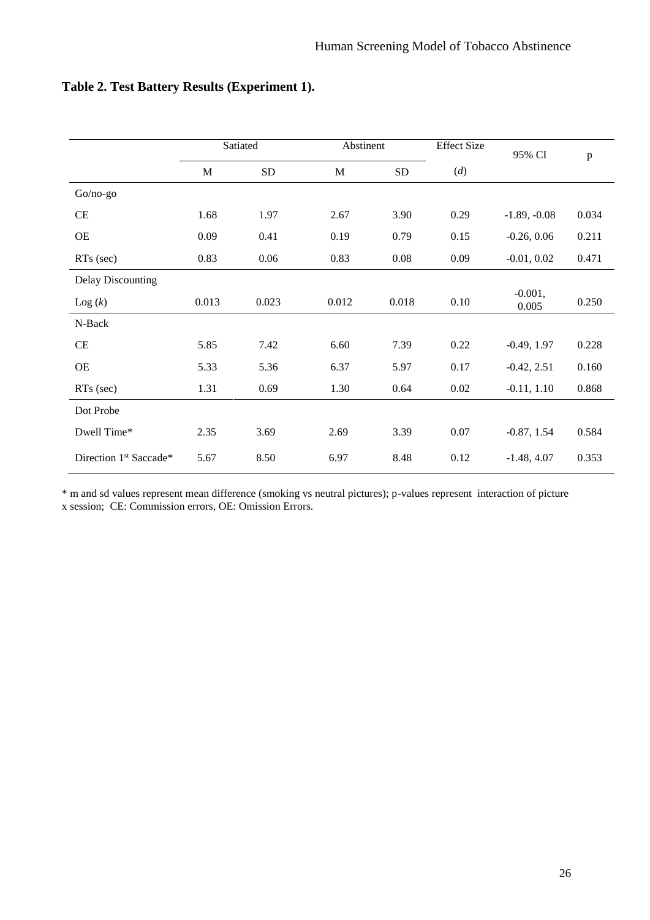**Table 2. Test Battery Results (Experiment 1).**

| | Satiated | | Abstinent | | Effect Size | 95% CI | p |
|---|---|---|---|---|---|---|---|
| | M | SD | M | SD | (*d*) | | |
| Go/no-go | | | | | | | |
| CE | 1.68 | 1.97 | 2.67 | 3.90 | 0.29 | -1.89, -0.08 | 0.034 |
| OE | 0.09 | 0.41 | 0.19 | 0.79 | 0.15 | -0.26, 0.06 | 0.211 |
| RTs (sec) | 0.83 | 0.06 | 0.83 | 0.08 | 0.09 | -0.01, 0.02 | 0.471 |
| Delay Discounting | | | | | | | |
| Log (*k*) | 0.013 | 0.023 | 0.012 | 0.018 | 0.10 | -0.001, 0.005 | 0.250 |
| N-Back | | | | | | | |
| CE | 5.85 | 7.42 | 6.60 | 7.39 | 0.22 | -0.49, 1.97 | 0.228 |
| OE | 5.33 | 5.36 | 6.37 | 5.97 | 0.17 | -0.42, 2.51 | 0.160 |
| RTs (sec) | 1.31 | 0.69 | 1.30 | 0.64 | 0.02 | -0.11, 1.10 | 0.868 |
| Dot Probe | | | | | | | |
| Dwell Time* | 2.35 | 3.69 | 2.69 | 3.39 | 0.07 | -0.87, 1.54 | 0.584 |
| Direction 1st Saccade* | 5.67 | 8.50 | 6.97 | 8.48 | 0.12 | -1.48, 4.07 | 0.353 |

* m and sd values represent mean difference (smoking vs neutral pictures); p-values represent interaction of picture x session; CE: Commission errors, OE: Omission Errors.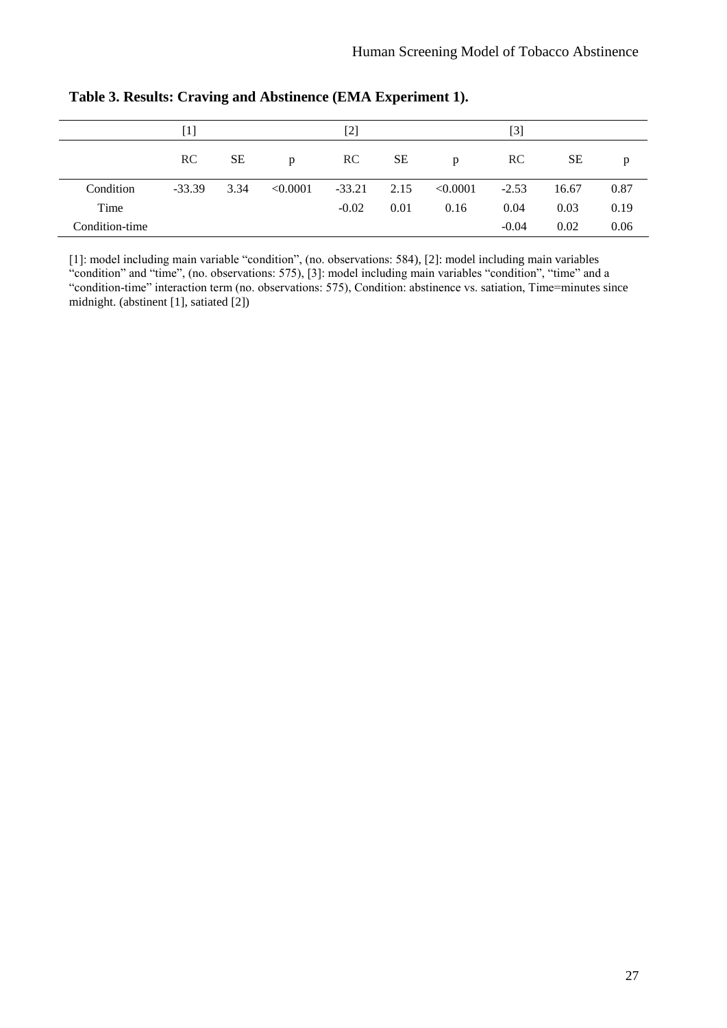**Table 3. Results: Craving and Abstinence (EMA Experiment 1).**

| | [1] | | | [2] | | | [3] | | |
|---|---|---|---|---|---|---|---|---|---|
| | RC | SE | p | RC | SE | p | RC | SE | p |
| Condition | -33.39 | 3.34 | <0.0001 | -33.21 | 2.15 | <0.0001 | -2.53 | 16.67 | 0.87 |
| Time | | | | -0.02 | 0.01 | 0.16 | 0.04 | 0.03 | 0.19 |
| Condition-time | | | | | | | -0.04 | 0.02 | 0.06 |

[1]: model including main variable "condition", (no. observations: 584), [2]: model including main variables "condition" and "time", (no. observations: 575), [3]: model including main variables "condition", "time" and a "condition-time" interaction term (no. observations: 575), Condition: abstinence vs. satiation, Time=minutes since midnight. (abstinent [1], satiated [2])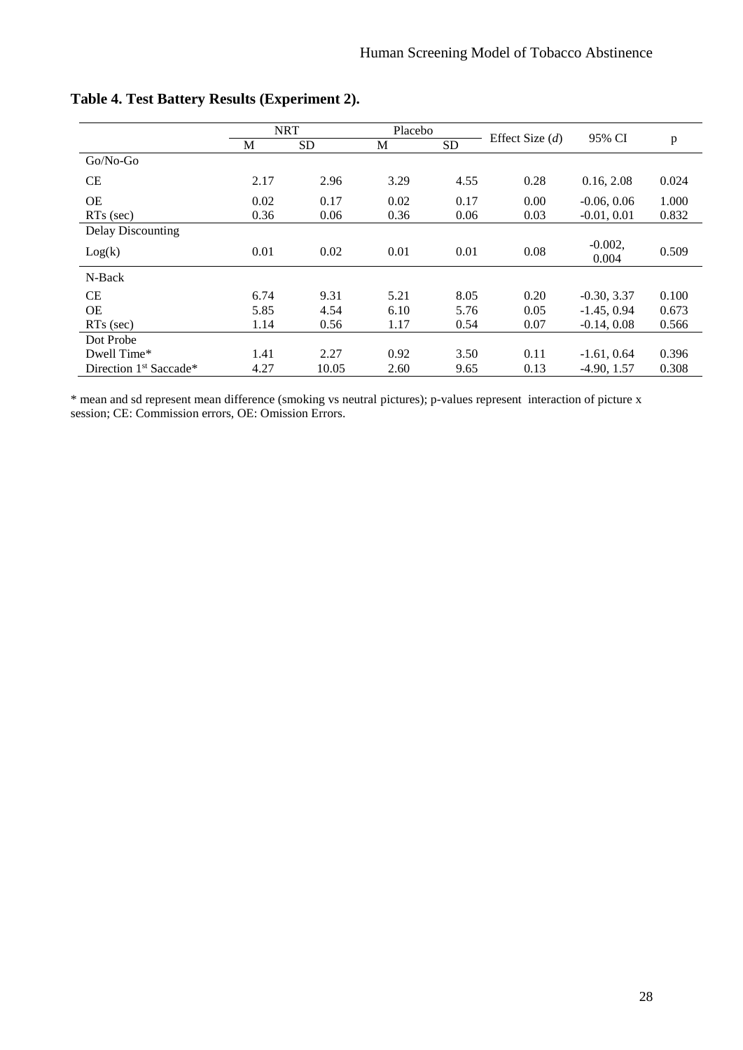**Table 4. Test Battery Results (Experiment 2).**

| | NRT | | Placebo | | Effect Size (*d*) | 95% CI | p |
|---|---|---|---|---|---|---|---|
| | M | SD | M | SD | | | |
| Go/No-Go | | | | | | | |
| CE | 2.17 | 2.96 | 3.29 | 4.55 | 0.28 | 0.16, 2.08 | 0.024 |
| OE | 0.02 | 0.17 | 0.02 | 0.17 | 0.00 | -0.06, 0.06 | 1.000 |
| RTs (sec) | 0.36 | 0.06 | 0.36 | 0.06 | 0.03 | -0.01, 0.01 | 0.832 |
| Delay Discounting | | | | | | | |
| Log(k) | 0.01 | 0.02 | 0.01 | 0.01 | 0.08 | -0.002, 0.004 | 0.509 |
| N-Back | | | | | | | |
| CE | 6.74 | 9.31 | 5.21 | 8.05 | 0.20 | -0.30, 3.37 | 0.100 |
| OE | 5.85 | 4.54 | 6.10 | 5.76 | 0.05 | -1.45, 0.94 | 0.673 |
| RTs (sec) | 1.14 | 0.56 | 1.17 | 0.54 | 0.07 | -0.14, 0.08 | 0.566 |
| Dot Probe | | | | | | | |
| Dwell Time* | 1.41 | 2.27 | 0.92 | 3.50 | 0.11 | -1.61, 0.64 | 0.396 |
| Direction 1st Saccade* | 4.27 | 10.05 | 2.60 | 9.65 | 0.13 | -4.90, 1.57 | 0.308 |

\* mean and sd represent mean difference (smoking vs neutral pictures); p-values represent interaction of picture x session; CE: Commission errors, OE: Omission Errors.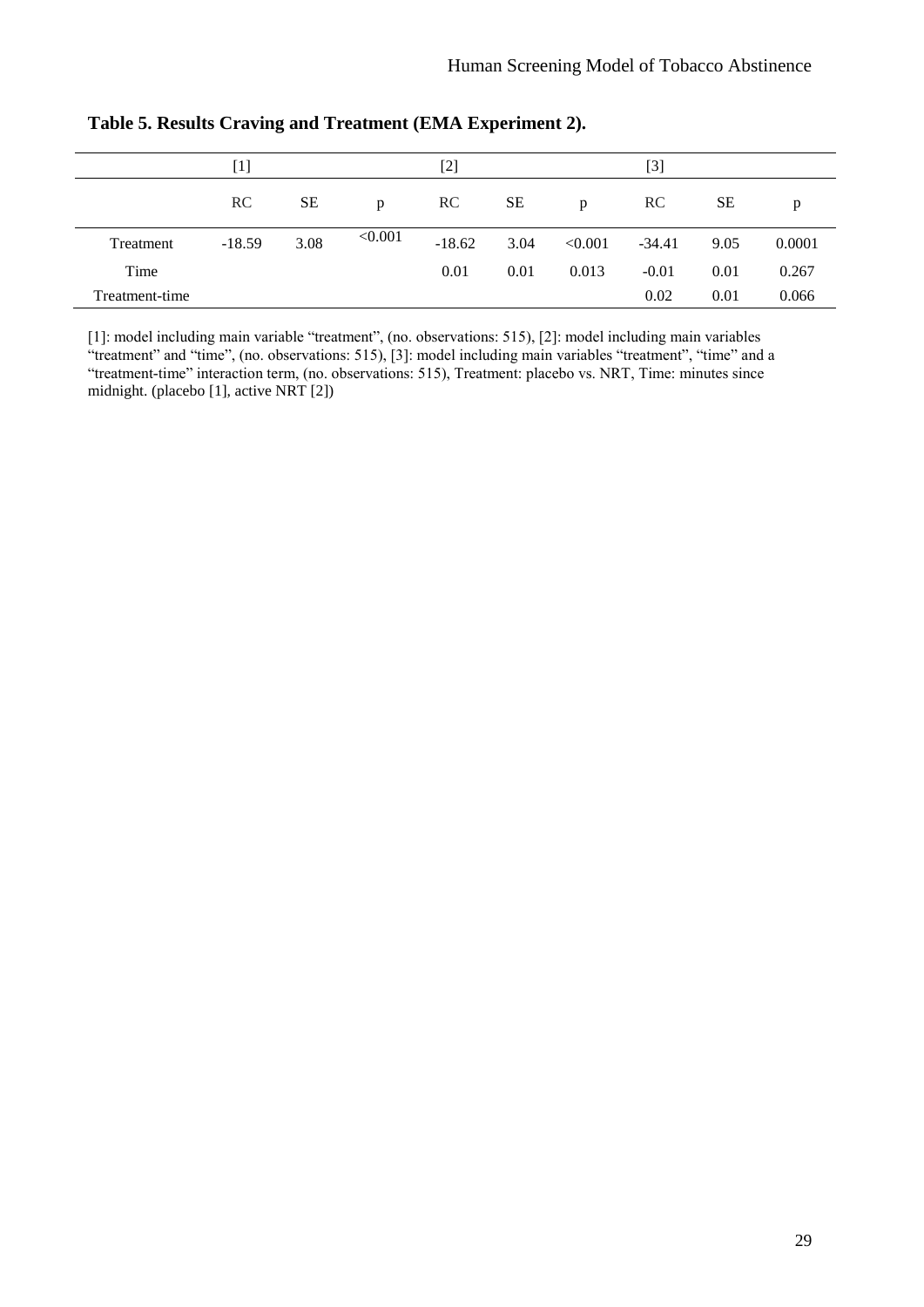**Table 5. Results Craving and Treatment (EMA Experiment 2).**

| | [1] | | | [2] | | | [3] | | |
|---|---|---|---|---|---|---|---|---|---|
| | RC | SE | p | RC | SE | p | RC | SE | p |
| Treatment | -18.59 | 3.08 | <0.001 | -18.62 | 3.04 | <0.001 | -34.41 | 9.05 | 0.0001 |
| Time | | | | 0.01 | 0.01 | 0.013 | -0.01 | 0.01 | 0.267 |
| Treatment-time | | | | | | | 0.02 | 0.01 | 0.066 |

[1]: model including main variable "treatment", (no. observations: 515), [2]: model including main variables "treatment" and "time", (no. observations: 515), [3]: model including main variables "treatment", "time" and a "treatment-time" interaction term, (no. observations: 515), Treatment: placebo vs. NRT, Time: minutes since midnight. (placebo [1], active NRT [2])